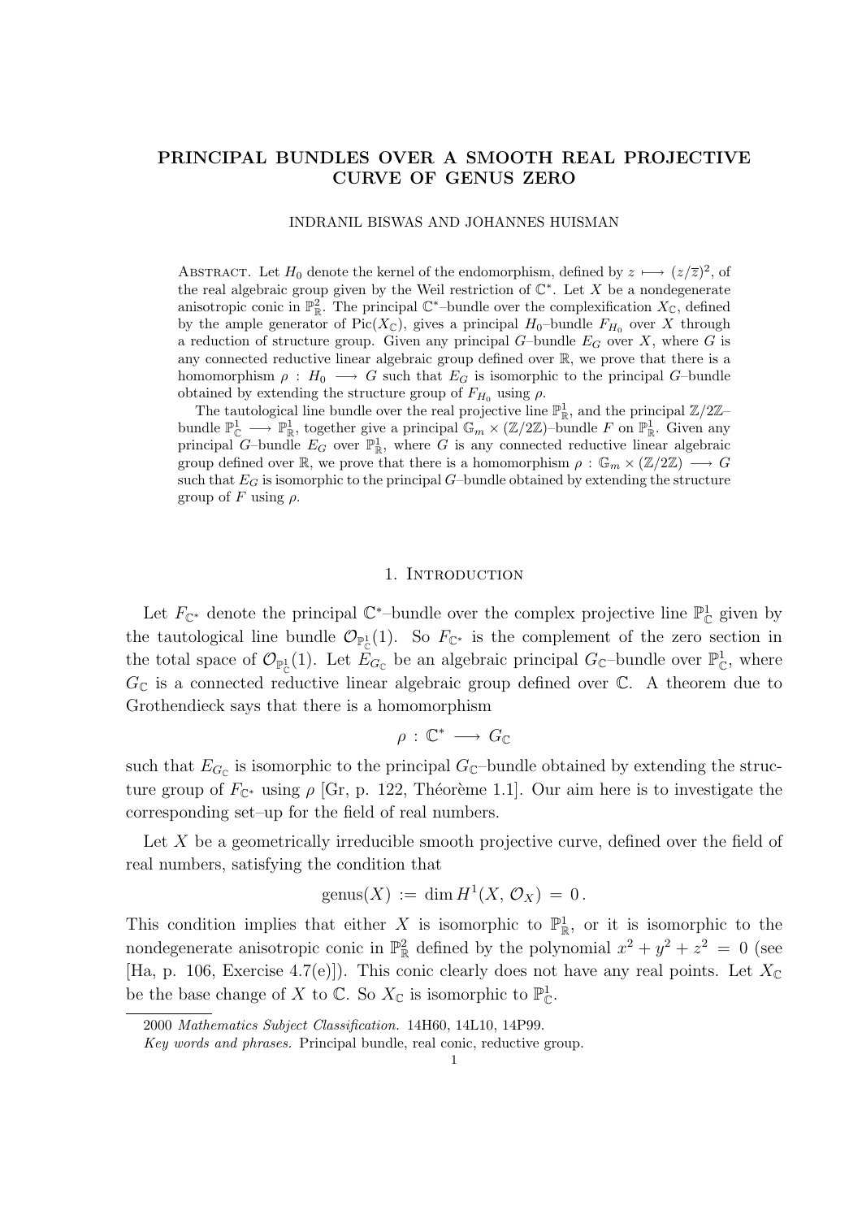# PRINCIPAL BUNDLES OVER A SMOOTH REAL PROJECTIVE CURVE OF GENUS ZERO

INDRANIL BISWAS AND JOHANNES HUISMAN

ABSTRACT. Let $H_0$ denote the kernel of the endomorphism, defined by $z \longmapsto (z/\overline{z})^2$, of the real algebraic group given by the Weil restriction of $\mathbb{C}^*$. Let $X$ be a nondegenerate anisotropic conic in $\mathbb{P}^2_{\mathbb{R}}$. The principal $\mathbb{C}^*$–bundle over the complexification $X_{\mathbb{C}}$, defined by the ample generator of $\mathrm{Pic}(X_{\mathbb{C}})$, gives a principal $H_0$–bundle $F_{H_0}$ over $X$ through a reduction of structure group. Given any principal $G$–bundle $E_G$ over $X$, where $G$ is any connected reductive linear algebraic group defined over $\mathbb{R}$, we prove that there is a homomorphism $\rho : H_0 \longrightarrow G$ such that $E_G$ is isomorphic to the principal $G$–bundle obtained by extending the structure group of $F_{H_0}$ using $\rho$.

The tautological line bundle over the real projective line $\mathbb{P}^1_{\mathbb{R}}$, and the principal $\mathbb{Z}/2\mathbb{Z}$–bundle $\mathbb{P}^1_{\mathbb{C}} \longrightarrow \mathbb{P}^1_{\mathbb{R}}$, together give a principal $\mathbb{G}_m \times (\mathbb{Z}/2\mathbb{Z})$–bundle $F$ on $\mathbb{P}^1_{\mathbb{R}}$. Given any principal $G$–bundle $E_G$ over $\mathbb{P}^1_{\mathbb{R}}$, where $G$ is any connected reductive linear algebraic group defined over $\mathbb{R}$, we prove that there is a homomorphism $\rho : \mathbb{G}_m \times (\mathbb{Z}/2\mathbb{Z}) \longrightarrow G$ such that $E_G$ is isomorphic to the principal $G$–bundle obtained by extending the structure group of $F$ using $\rho$.

## 1. Introduction

Let $F_{\mathbb{C}^*}$ denote the principal $\mathbb{C}^*$–bundle over the complex projective line $\mathbb{P}^1_{\mathbb{C}}$ given by the tautological line bundle $\mathcal{O}_{\mathbb{P}^1_{\mathbb{C}}}(1)$. So $F_{\mathbb{C}^*}$ is the complement of the zero section in the total space of $\mathcal{O}_{\mathbb{P}^1_{\mathbb{C}}}(1)$. Let $E_{G_{\mathbb{C}}}$ be an algebraic principal $G_{\mathbb{C}}$–bundle over $\mathbb{P}^1_{\mathbb{C}}$, where $G_{\mathbb{C}}$ is a connected reductive linear algebraic group defined over $\mathbb{C}$. A theorem due to Grothendieck says that there is a homomorphism

$$\rho : \mathbb{C}^* \longrightarrow G_{\mathbb{C}}$$

such that $E_{G_{\mathbb{C}}}$ is isomorphic to the principal $G_{\mathbb{C}}$–bundle obtained by extending the structure group of $F_{\mathbb{C}^*}$ using $\rho$ [Gr, p. 122, Théorème 1.1]. Our aim here is to investigate the corresponding set–up for the field of real numbers.

Let $X$ be a geometrically irreducible smooth projective curve, defined over the field of real numbers, satisfying the condition that

$$\mathrm{genus}(X) := \dim H^1(X, \mathcal{O}_X) = 0 .$$

This condition implies that either $X$ is isomorphic to $\mathbb{P}^1_{\mathbb{R}}$, or it is isomorphic to the nondegenerate anisotropic conic in $\mathbb{P}^2_{\mathbb{R}}$ defined by the polynomial $x^2 + y^2 + z^2 = 0$ (see [Ha, p. 106, Exercise 4.7(e)]). This conic clearly does not have any real points. Let $X_{\mathbb{C}}$ be the base change of $X$ to $\mathbb{C}$. So $X_{\mathbb{C}}$ is isomorphic to $\mathbb{P}^1_{\mathbb{C}}$.

---

2000 *Mathematics Subject Classification.* 14H60, 14L10, 14P99.

*Key words and phrases.* Principal bundle, real conic, reductive group.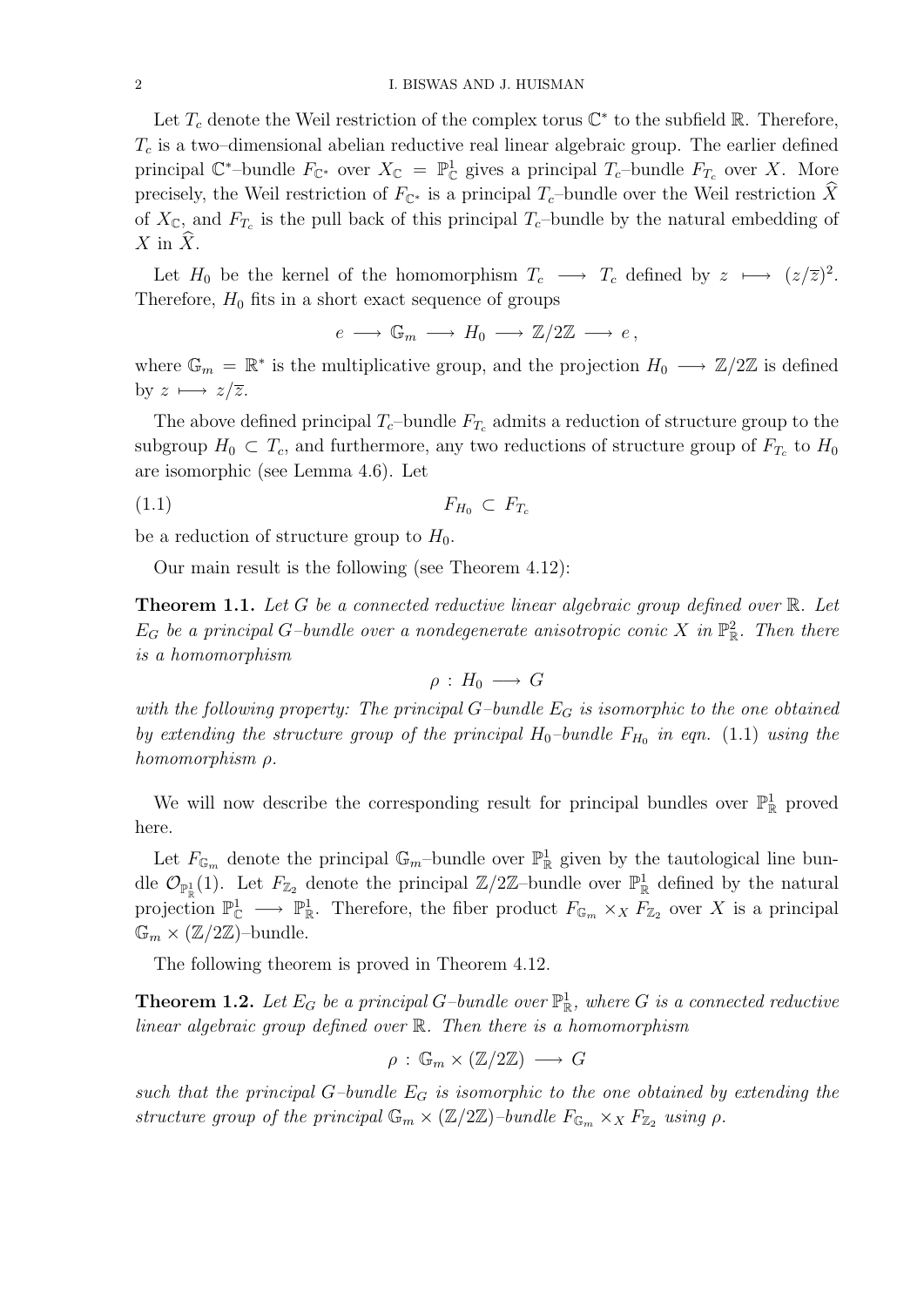Let $T_c$ denote the Weil restriction of the complex torus $\mathbb{C}^*$ to the subfield $\mathbb{R}$. Therefore, $T_c$ is a two–dimensional abelian reductive real linear algebraic group. The earlier defined principal $\mathbb{C}^*$–bundle $F_{\mathbb{C}^*}$ over $X_{\mathbb{C}} = \mathbb{P}^1_{\mathbb{C}}$ gives a principal $T_c$–bundle $F_{T_c}$ over $X$. More precisely, the Weil restriction of $F_{\mathbb{C}^*}$ is a principal $T_c$–bundle over the Weil restriction $\widehat{X}$ of $X_{\mathbb{C}}$, and $F_{T_c}$ is the pull back of this principal $T_c$–bundle by the natural embedding of $X$ in $\widehat{X}$.

Let $H_0$ be the kernel of the homomorphism $T_c \longrightarrow T_c$ defined by $z \longmapsto (z/\overline{z})^2$. Therefore, $H_0$ fits in a short exact sequence of groups

$$e \longrightarrow \mathbb{G}_m \longrightarrow H_0 \longrightarrow \mathbb{Z}/2\mathbb{Z} \longrightarrow e\,,$$

where $\mathbb{G}_m = \mathbb{R}^*$ is the multiplicative group, and the projection $H_0 \longrightarrow \mathbb{Z}/2\mathbb{Z}$ is defined by $z \longmapsto z/\overline{z}$.

The above defined principal $T_c$–bundle $F_{T_c}$ admits a reduction of structure group to the subgroup $H_0 \subset T_c$, and furthermore, any two reductions of structure group of $F_{T_c}$ to $H_0$ are isomorphic (see Lemma 4.6). Let

$$F_{H_0} \subset F_{T_c} \tag{1.1}$$

be a reduction of structure group to $H_0$.

Our main result is the following (see Theorem 4.12):

**Theorem 1.1.** *Let $G$ be a connected reductive linear algebraic group defined over $\mathbb{R}$. Let $E_G$ be a principal $G$–bundle over a nondegenerate anisotropic conic $X$ in $\mathbb{P}^2_{\mathbb{R}}$. Then there is a homomorphism*

$$\rho : H_0 \longrightarrow G$$

*with the following property: The principal $G$–bundle $E_G$ is isomorphic to the one obtained by extending the structure group of the principal $H_0$–bundle $F_{H_0}$ in eqn. (1.1) using the homomorphism $\rho$.*

We will now describe the corresponding result for principal bundles over $\mathbb{P}^1_{\mathbb{R}}$ proved here.

Let $F_{\mathbb{G}_m}$ denote the principal $\mathbb{G}_m$–bundle over $\mathbb{P}^1_{\mathbb{R}}$ given by the tautological line bundle $\mathcal{O}_{\mathbb{P}^1_{\mathbb{R}}}(1)$. Let $F_{\mathbb{Z}_2}$ denote the principal $\mathbb{Z}/2\mathbb{Z}$–bundle over $\mathbb{P}^1_{\mathbb{R}}$ defined by the natural projection $\mathbb{P}^1_{\mathbb{C}} \longrightarrow \mathbb{P}^1_{\mathbb{R}}$. Therefore, the fiber product $F_{\mathbb{G}_m} \times_X F_{\mathbb{Z}_2}$ over $X$ is a principal $\mathbb{G}_m \times (\mathbb{Z}/2\mathbb{Z})$–bundle.

The following theorem is proved in Theorem 4.12.

**Theorem 1.2.** *Let $E_G$ be a principal $G$–bundle over $\mathbb{P}^1_{\mathbb{R}}$, where $G$ is a connected reductive linear algebraic group defined over $\mathbb{R}$. Then there is a homomorphism*

$$\rho : \mathbb{G}_m \times (\mathbb{Z}/2\mathbb{Z}) \longrightarrow G$$

*such that the principal $G$–bundle $E_G$ is isomorphic to the one obtained by extending the structure group of the principal $\mathbb{G}_m \times (\mathbb{Z}/2\mathbb{Z})$–bundle $F_{\mathbb{G}_m} \times_X F_{\mathbb{Z}_2}$ using $\rho$.*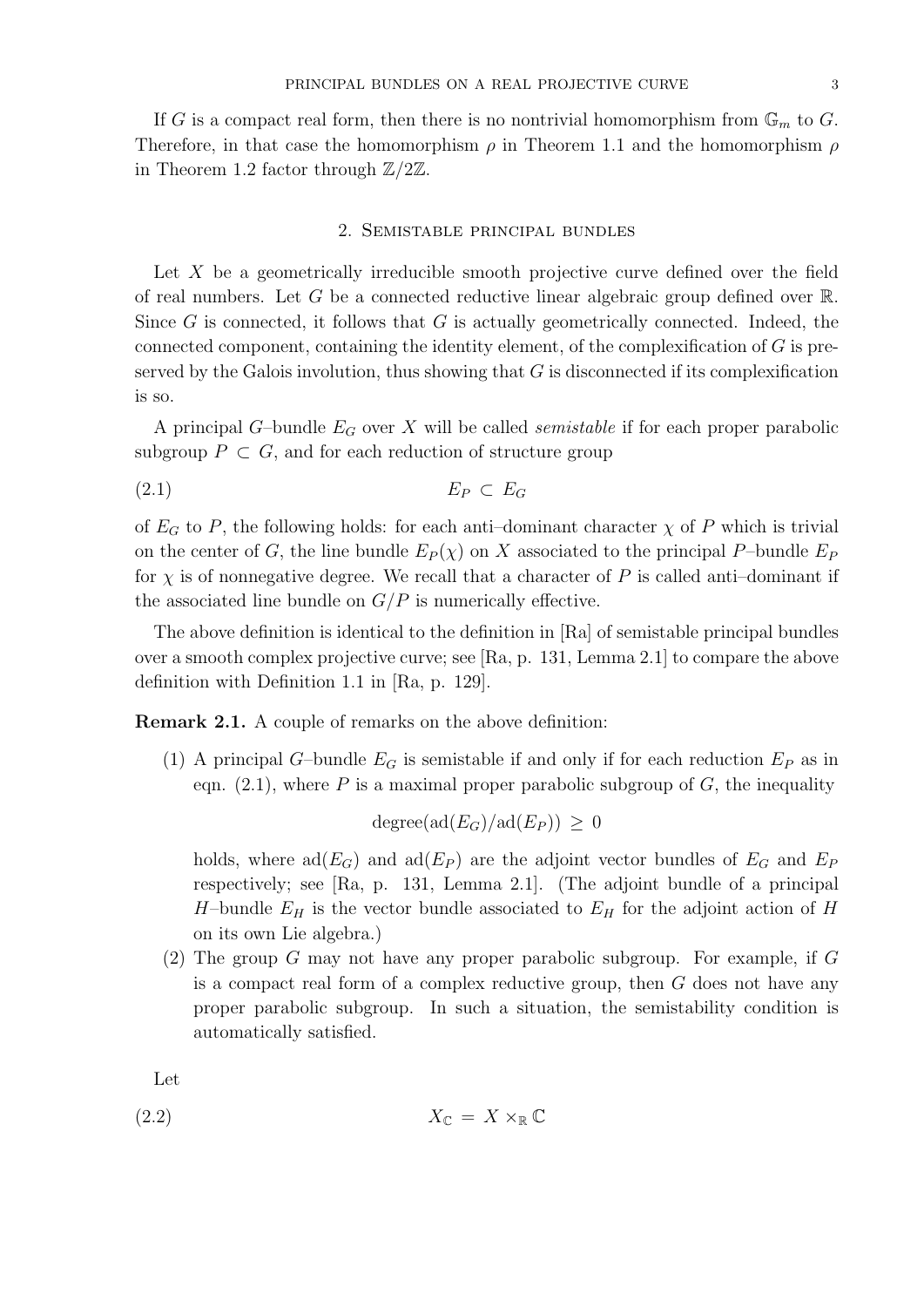If $G$ is a compact real form, then there is no nontrivial homomorphism from $\mathbb{G}_m$ to $G$. Therefore, in that case the homomorphism $\rho$ in Theorem 1.1 and the homomorphism $\rho$ in Theorem 1.2 factor through $\mathbb{Z}/2\mathbb{Z}$.

## 2. Semistable principal bundles

Let $X$ be a geometrically irreducible smooth projective curve defined over the field of real numbers. Let $G$ be a connected reductive linear algebraic group defined over $\mathbb{R}$. Since $G$ is connected, it follows that $G$ is actually geometrically connected. Indeed, the connected component, containing the identity element, of the complexification of $G$ is preserved by the Galois involution, thus showing that $G$ is disconnected if its complexification is so.

A principal $G$–bundle $E_G$ over $X$ will be called *semistable* if for each proper parabolic subgroup $P \subset G$, and for each reduction of structure group

$$E_P \subset E_G \tag{2.1}$$

of $E_G$ to $P$, the following holds: for each anti–dominant character $\chi$ of $P$ which is trivial on the center of $G$, the line bundle $E_P(\chi)$ on $X$ associated to the principal $P$–bundle $E_P$ for $\chi$ is of nonnegative degree. We recall that a character of $P$ is called anti–dominant if the associated line bundle on $G/P$ is numerically effective.

The above definition is identical to the definition in [Ra] of semistable principal bundles over a smooth complex projective curve; see [Ra, p. 131, Lemma 2.1] to compare the above definition with Definition 1.1 in [Ra, p. 129].

**Remark 2.1.** A couple of remarks on the above definition:

1. A principal $G$–bundle $E_G$ is semistable if and only if for each reduction $E_P$ as in eqn. (2.1), where $P$ is a maximal proper parabolic subgroup of $G$, the inequality
$$\text{degree}(\text{ad}(E_G)/\text{ad}(E_P)) \geq 0$$
holds, where $\text{ad}(E_G)$ and $\text{ad}(E_P)$ are the adjoint vector bundles of $E_G$ and $E_P$ respectively; see [Ra, p. 131, Lemma 2.1]. (The adjoint bundle of a principal $H$–bundle $E_H$ is the vector bundle associated to $E_H$ for the adjoint action of $H$ on its own Lie algebra.)
2. The group $G$ may not have any proper parabolic subgroup. For example, if $G$ is a compact real form of a complex reductive group, then $G$ does not have any proper parabolic subgroup. In such a situation, the semistability condition is automatically satisfied.

Let

$$X_{\mathbb{C}} = X \times_{\mathbb{R}} \mathbb{C} \tag{2.2}$$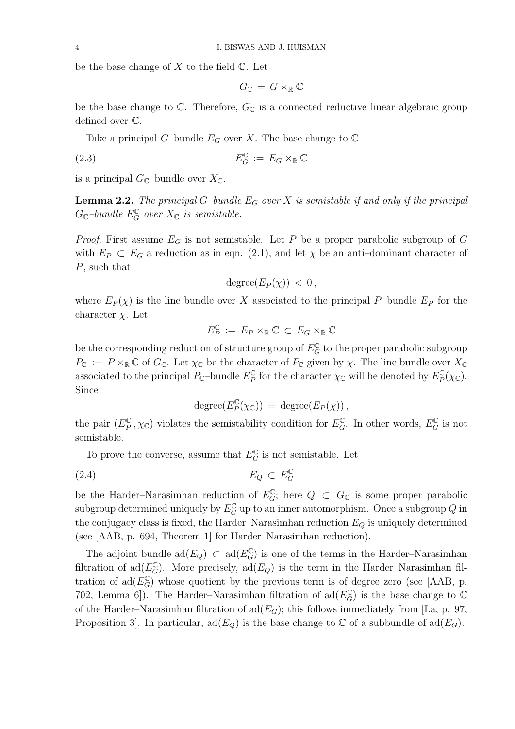be the base change of $X$ to the field $\mathbb{C}$. Let

$$G_{\mathbb{C}} = G \times_{\mathbb{R}} \mathbb{C}$$

be the base change to $\mathbb{C}$. Therefore, $G_{\mathbb{C}}$ is a connected reductive linear algebraic group defined over $\mathbb{C}$.

Take a principal $G$–bundle $E_G$ over $X$. The base change to $\mathbb{C}$

$$E_G^{\mathbb{C}} := E_G \times_{\mathbb{R}} \mathbb{C} \tag{2.3}$$

is a principal $G_{\mathbb{C}}$–bundle over $X_{\mathbb{C}}$.

**Lemma 2.2.** *The principal $G$–bundle $E_G$ over $X$ is semistable if and only if the principal $G_{\mathbb{C}}$–bundle $E_G^{\mathbb{C}}$ over $X_{\mathbb{C}}$ is semistable.*

*Proof.* First assume $E_G$ is not semistable. Let $P$ be a proper parabolic subgroup of $G$ with $E_P \subset E_G$ a reduction as in eqn. (2.1), and let $\chi$ be an anti–dominant character of $P$, such that

$$\text{degree}(E_P(\chi)) < 0,$$

where $E_P(\chi)$ is the line bundle over $X$ associated to the principal $P$–bundle $E_P$ for the character $\chi$. Let

$$E_P^{\mathbb{C}} := E_P \times_{\mathbb{R}} \mathbb{C} \subset E_G \times_{\mathbb{R}} \mathbb{C}$$

be the corresponding reduction of structure group of $E_G^{\mathbb{C}}$ to the proper parabolic subgroup $P_{\mathbb{C}} := P \times_{\mathbb{R}} \mathbb{C}$ of $G_{\mathbb{C}}$. Let $\chi_{\mathbb{C}}$ be the character of $P_{\mathbb{C}}$ given by $\chi$. The line bundle over $X_{\mathbb{C}}$ associated to the principal $P_{\mathbb{C}}$–bundle $E_P^{\mathbb{C}}$ for the character $\chi_{\mathbb{C}}$ will be denoted by $E_P^{\mathbb{C}}(\chi_{\mathbb{C}})$. Since

$$\text{degree}(E_P^{\mathbb{C}}(\chi_{\mathbb{C}})) = \text{degree}(E_P(\chi)),$$

the pair $(E_P^{\mathbb{C}}, \chi_{\mathbb{C}})$ violates the semistability condition for $E_G^{\mathbb{C}}$. In other words, $E_G^{\mathbb{C}}$ is not semistable.

To prove the converse, assume that $E_G^{\mathbb{C}}$ is not semistable. Let

$$E_Q \subset E_G^{\mathbb{C}} \tag{2.4}$$

be the Harder–Narasimhan reduction of $E_G^{\mathbb{C}}$; here $Q \subset G_{\mathbb{C}}$ is some proper parabolic subgroup determined uniquely by $E_G^{\mathbb{C}}$ up to an inner automorphism. Once a subgroup $Q$ in the conjugacy class is fixed, the Harder–Narasimhan reduction $E_Q$ is uniquely determined (see [AAB, p. 694, Theorem 1] for Harder–Narasimhan reduction).

The adjoint bundle $\text{ad}(E_Q) \subset \text{ad}(E_G^{\mathbb{C}})$ is one of the terms in the Harder–Narasimhan filtration of $\text{ad}(E_G^{\mathbb{C}})$. More precisely, $\text{ad}(E_Q)$ is the term in the Harder–Narasimhan filtration of $\text{ad}(E_G^{\mathbb{C}})$ whose quotient by the previous term is of degree zero (see [AAB, p. 702, Lemma 6]). The Harder–Narasimhan filtration of $\text{ad}(E_G^{\mathbb{C}})$ is the base change to $\mathbb{C}$ of the Harder–Narasimhan filtration of $\text{ad}(E_G)$; this follows immediately from [La, p. 97, Proposition 3]. In particular, $\text{ad}(E_Q)$ is the base change to $\mathbb{C}$ of a subbundle of $\text{ad}(E_G)$.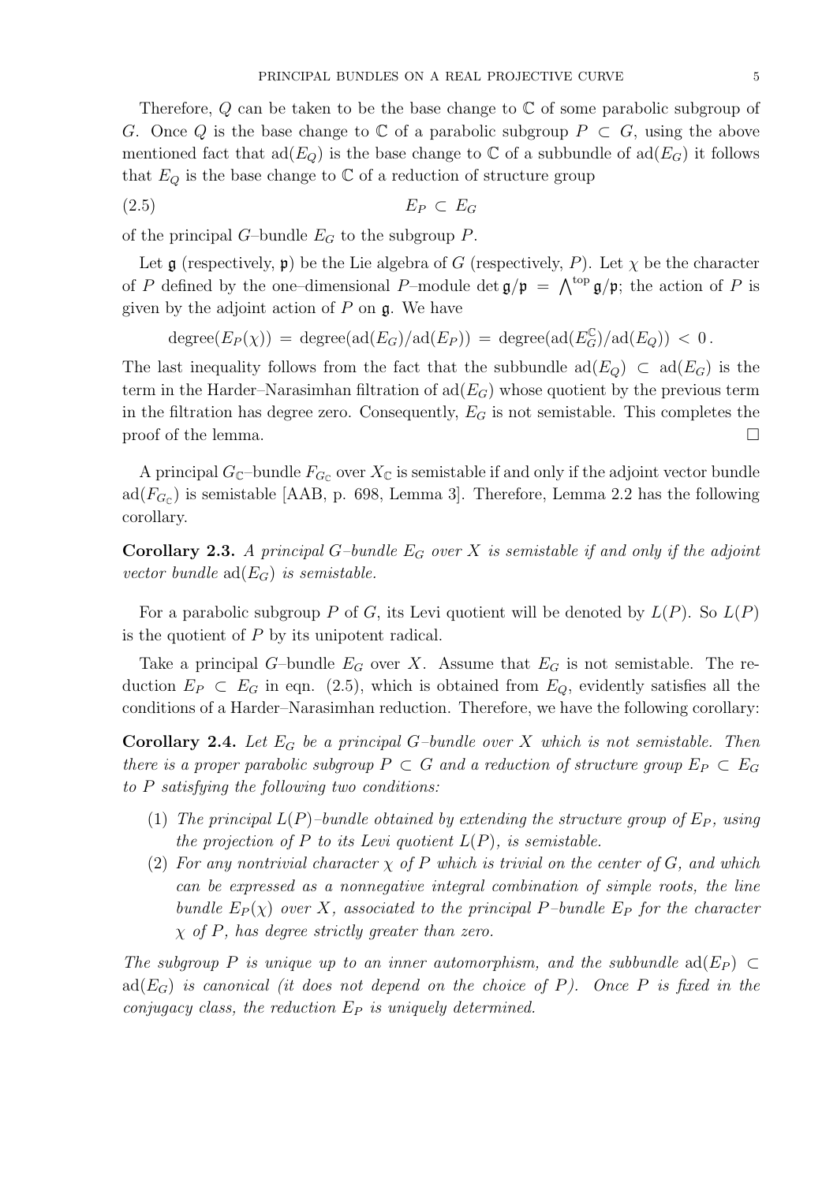Therefore, $Q$ can be taken to be the base change to $\mathbb{C}$ of some parabolic subgroup of $G$. Once $Q$ is the base change to $\mathbb{C}$ of a parabolic subgroup $P \subset G$, using the above mentioned fact that $\mathrm{ad}(E_Q)$ is the base change to $\mathbb{C}$ of a subbundle of $\mathrm{ad}(E_G)$ it follows that $E_Q$ is the base change to $\mathbb{C}$ of a reduction of structure group

$$E_P \subset E_G \tag{2.5}$$

of the principal $G$–bundle $E_G$ to the subgroup $P$.

Let $\mathfrak{g}$ (respectively, $\mathfrak{p}$) be the Lie algebra of $G$ (respectively, $P$). Let $\chi$ be the character of $P$ defined by the one–dimensional $P$–module $\det \mathfrak{g}/\mathfrak{p} = \bigwedge^{\mathrm{top}} \mathfrak{g}/\mathfrak{p}$; the action of $P$ is given by the adjoint action of $P$ on $\mathfrak{g}$. We have

$$\mathrm{degree}(E_P(\chi)) = \mathrm{degree}(\mathrm{ad}(E_G)/\mathrm{ad}(E_P)) = \mathrm{degree}(\mathrm{ad}(E^{\mathbb{C}}_G)/\mathrm{ad}(E_Q)) < 0\,.$$

The last inequality follows from the fact that the subbundle $\mathrm{ad}(E_Q) \subset \mathrm{ad}(E_G)$ is the term in the Harder–Narasimhan filtration of $\mathrm{ad}(E_G)$ whose quotient by the previous term in the filtration has degree zero. Consequently, $E_G$ is not semistable. This completes the proof of the lemma. $\square$

A principal $G_{\mathbb{C}}$–bundle $F_{G_{\mathbb{C}}}$ over $X_{\mathbb{C}}$ is semistable if and only if the adjoint vector bundle $\mathrm{ad}(F_{G_{\mathbb{C}}})$ is semistable [AAB, p. 698, Lemma 3]. Therefore, Lemma 2.2 has the following corollary.

**Corollary 2.3.** *A principal $G$–bundle $E_G$ over $X$ is semistable if and only if the adjoint vector bundle $\mathrm{ad}(E_G)$ is semistable.*

For a parabolic subgroup $P$ of $G$, its Levi quotient will be denoted by $L(P)$. So $L(P)$ is the quotient of $P$ by its unipotent radical.

Take a principal $G$–bundle $E_G$ over $X$. Assume that $E_G$ is not semistable. The reduction $E_P \subset E_G$ in eqn. (2.5), which is obtained from $E_Q$, evidently satisfies all the conditions of a Harder–Narasimhan reduction. Therefore, we have the following corollary:

**Corollary 2.4.** *Let $E_G$ be a principal $G$–bundle over $X$ which is not semistable. Then there is a proper parabolic subgroup $P \subset G$ and a reduction of structure group $E_P \subset E_G$ to $P$ satisfying the following two conditions:*

1. *The principal $L(P)$–bundle obtained by extending the structure group of $E_P$, using the projection of $P$ to its Levi quotient $L(P)$, is semistable.*
2. *For any nontrivial character $\chi$ of $P$ which is trivial on the center of $G$, and which can be expressed as a nonnegative integral combination of simple roots, the line bundle $E_P(\chi)$ over $X$, associated to the principal $P$–bundle $E_P$ for the character $\chi$ of $P$, has degree strictly greater than zero.*

*The subgroup $P$ is unique up to an inner automorphism, and the subbundle $\mathrm{ad}(E_P) \subset \mathrm{ad}(E_G)$ is canonical (it does not depend on the choice of $P$). Once $P$ is fixed in the conjugacy class, the reduction $E_P$ is uniquely determined.*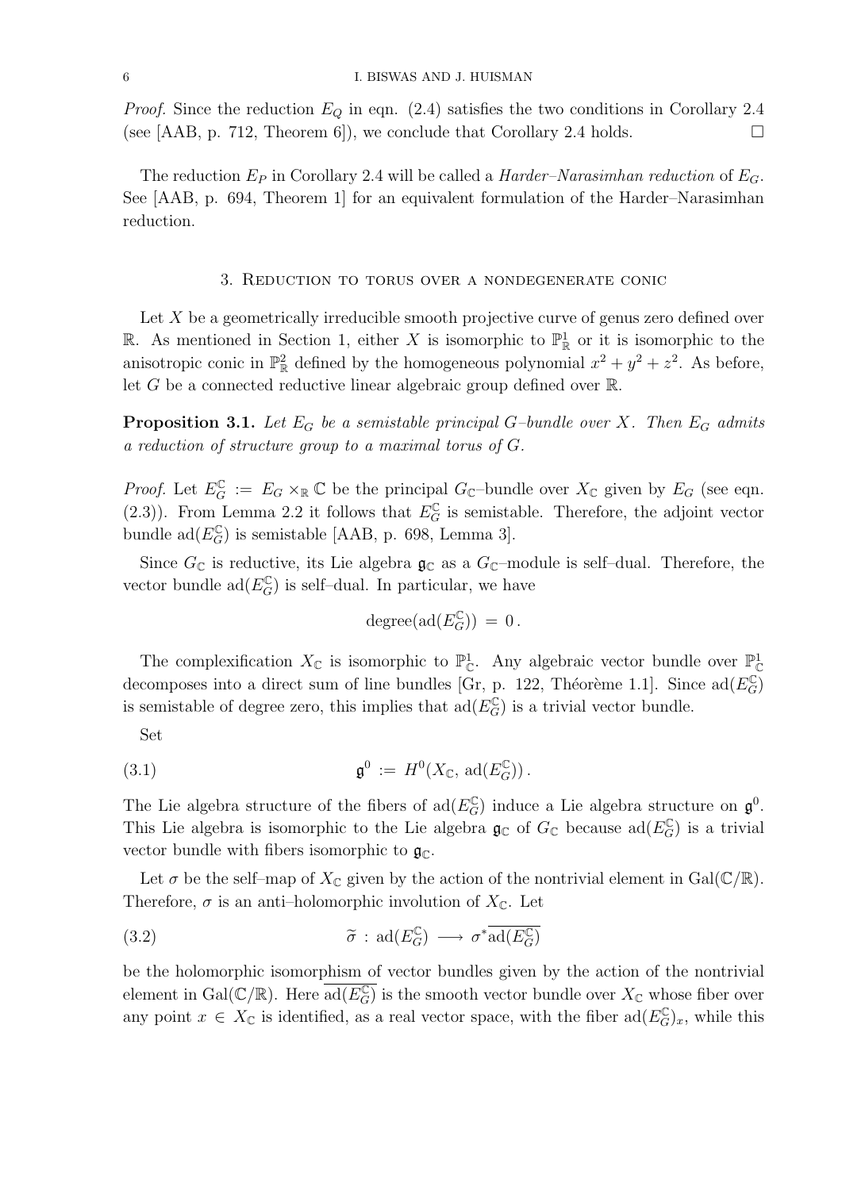*Proof.* Since the reduction $E_Q$ in eqn. (2.4) satisfies the two conditions in Corollary 2.4 (see [AAB, p. 712, Theorem 6]), we conclude that Corollary 2.4 holds. $\square$

The reduction $E_P$ in Corollary 2.4 will be called a *Harder–Narasimhan reduction* of $E_G$. See [AAB, p. 694, Theorem 1] for an equivalent formulation of the Harder–Narasimhan reduction.

## 3. Reduction to torus over a nondegenerate conic

Let $X$ be a geometrically irreducible smooth projective curve of genus zero defined over $\mathbb{R}$. As mentioned in Section 1, either $X$ is isomorphic to $\mathbb{P}^1_{\mathbb{R}}$ or it is isomorphic to the anisotropic conic in $\mathbb{P}^2_{\mathbb{R}}$ defined by the homogeneous polynomial $x^2 + y^2 + z^2$. As before, let $G$ be a connected reductive linear algebraic group defined over $\mathbb{R}$.

**Proposition 3.1.** *Let $E_G$ be a semistable principal $G$–bundle over $X$. Then $E_G$ admits a reduction of structure group to a maximal torus of $G$.*

*Proof.* Let $E_G^{\mathbb{C}} := E_G \times_{\mathbb{R}} \mathbb{C}$ be the principal $G_{\mathbb{C}}$–bundle over $X_{\mathbb{C}}$ given by $E_G$ (see eqn. (2.3)). From Lemma 2.2 it follows that $E_G^{\mathbb{C}}$ is semistable. Therefore, the adjoint vector bundle $\mathrm{ad}(E_G^{\mathbb{C}})$ is semistable [AAB, p. 698, Lemma 3].

Since $G_{\mathbb{C}}$ is reductive, its Lie algebra $\mathfrak{g}_{\mathbb{C}}$ as a $G_{\mathbb{C}}$–module is self–dual. Therefore, the vector bundle $\mathrm{ad}(E_G^{\mathbb{C}})$ is self–dual. In particular, we have

$$\mathrm{degree}(\mathrm{ad}(E_G^{\mathbb{C}})) \,=\, 0\,.$$

The complexification $X_{\mathbb{C}}$ is isomorphic to $\mathbb{P}^1_{\mathbb{C}}$. Any algebraic vector bundle over $\mathbb{P}^1_{\mathbb{C}}$ decomposes into a direct sum of line bundles [Gr, p. 122, Théorème 1.1]. Since $\mathrm{ad}(E_G^{\mathbb{C}})$ is semistable of degree zero, this implies that $\mathrm{ad}(E_G^{\mathbb{C}})$ is a trivial vector bundle.

Set

$$\mathfrak{g}^0 \,:=\, H^0(X_{\mathbb{C}},\, \mathrm{ad}(E_G^{\mathbb{C}}))\,. \tag{3.1}$$

The Lie algebra structure of the fibers of $\mathrm{ad}(E_G^{\mathbb{C}})$ induce a Lie algebra structure on $\mathfrak{g}^0$. This Lie algebra is isomorphic to the Lie algebra $\mathfrak{g}_{\mathbb{C}}$ of $G_{\mathbb{C}}$ because $\mathrm{ad}(E_G^{\mathbb{C}})$ is a trivial vector bundle with fibers isomorphic to $\mathfrak{g}_{\mathbb{C}}$.

Let $\sigma$ be the self–map of $X_{\mathbb{C}}$ given by the action of the nontrivial element in $\mathrm{Gal}(\mathbb{C}/\mathbb{R})$. Therefore, $\sigma$ is an anti–holomorphic involution of $X_{\mathbb{C}}$. Let

$$\widetilde{\sigma} \,:\, \mathrm{ad}(E_G^{\mathbb{C}}) \,\longrightarrow\, \sigma^*\overline{\mathrm{ad}(E_G^{\mathbb{C}})} \tag{3.2}$$

be the holomorphic isomorphism of vector bundles given by the action of the nontrivial element in $\mathrm{Gal}(\mathbb{C}/\mathbb{R})$. Here $\overline{\mathrm{ad}(E_G^{\mathbb{C}})}$ is the smooth vector bundle over $X_{\mathbb{C}}$ whose fiber over any point $x \in X_{\mathbb{C}}$ is identified, as a real vector space, with the fiber $\mathrm{ad}(E_G^{\mathbb{C}})_x$, while this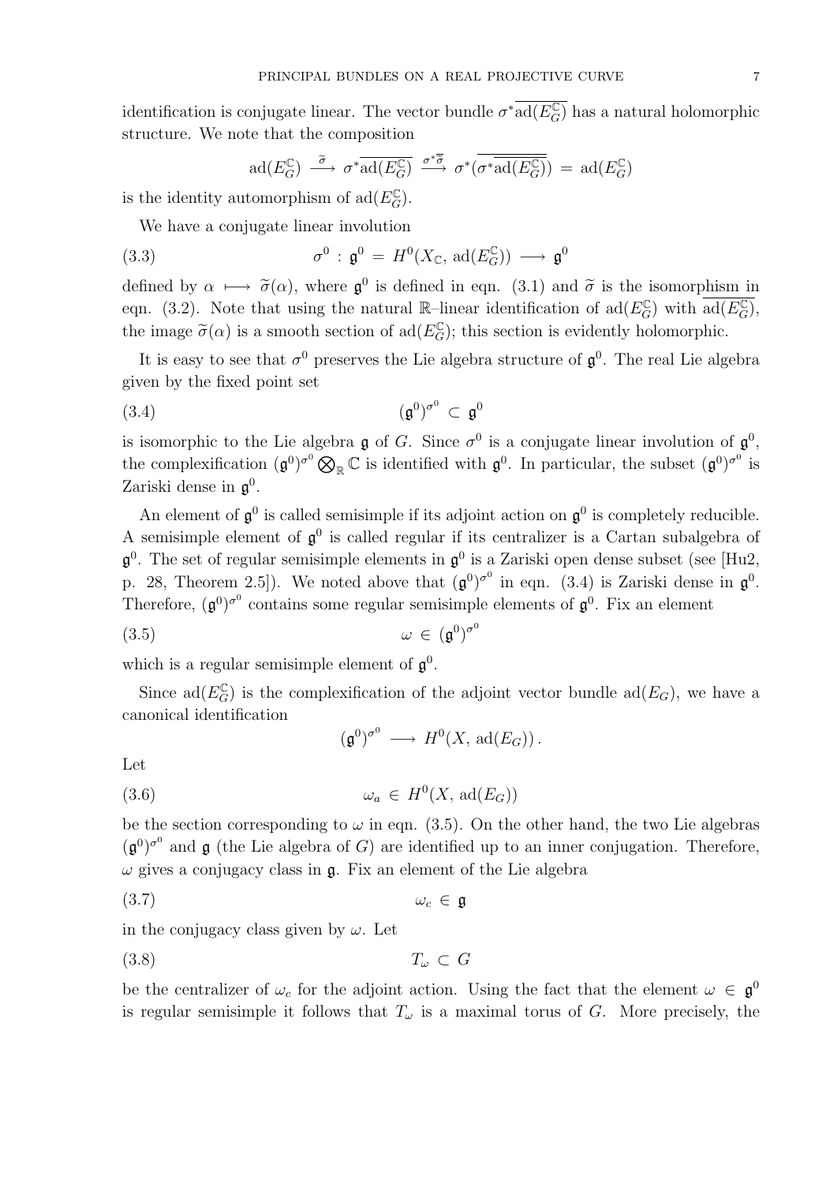identification is conjugate linear. The vector bundle $\sigma^*\overline{\mathrm{ad}(E_G^{\mathbb{C}})}$ has a natural holomorphic structure. We note that the composition

$$\mathrm{ad}(E_G^{\mathbb{C}}) \stackrel{\widetilde{\sigma}}{\longrightarrow} \sigma^*\overline{\mathrm{ad}(E_G^{\mathbb{C}})} \stackrel{\sigma^*\overline{\widetilde{\sigma}}}{\longrightarrow} \sigma^*(\overline{\sigma^*\overline{\mathrm{ad}(E_G^{\mathbb{C}})}}) = \mathrm{ad}(E_G^{\mathbb{C}})$$

is the identity automorphism of $\mathrm{ad}(E_G^{\mathbb{C}})$.

We have a conjugate linear involution

$$\sigma^0 \,:\, \mathfrak{g}^0 \,=\, H^0(X_{\mathbb{C}},\, \mathrm{ad}(E_G^{\mathbb{C}})) \longrightarrow \mathfrak{g}^0 \tag{3.3}$$

defined by $\alpha \longmapsto \widetilde{\sigma}(\alpha)$, where $\mathfrak{g}^0$ is defined in eqn. (3.1) and $\widetilde{\sigma}$ is the isomorphism in eqn. (3.2). Note that using the natural $\mathbb{R}$–linear identification of $\mathrm{ad}(E_G^{\mathbb{C}})$ with $\overline{\mathrm{ad}(E_G^{\mathbb{C}})}$, the image $\widetilde{\sigma}(\alpha)$ is a smooth section of $\mathrm{ad}(E_G^{\mathbb{C}})$; this section is evidently holomorphic.

It is easy to see that $\sigma^0$ preserves the Lie algebra structure of $\mathfrak{g}^0$. The real Lie algebra given by the fixed point set

$$(\mathfrak{g}^0)^{\sigma^0} \subset \mathfrak{g}^0 \tag{3.4}$$

is isomorphic to the Lie algebra $\mathfrak{g}$ of $G$. Since $\sigma^0$ is a conjugate linear involution of $\mathfrak{g}^0$, the complexification $(\mathfrak{g}^0)^{\sigma^0}\bigotimes_{\mathbb{R}}\mathbb{C}$ is identified with $\mathfrak{g}^0$. In particular, the subset $(\mathfrak{g}^0)^{\sigma^0}$ is Zariski dense in $\mathfrak{g}^0$.

An element of $\mathfrak{g}^0$ is called semisimple if its adjoint action on $\mathfrak{g}^0$ is completely reducible. A semisimple element of $\mathfrak{g}^0$ is called regular if its centralizer is a Cartan subalgebra of $\mathfrak{g}^0$. The set of regular semisimple elements in $\mathfrak{g}^0$ is a Zariski open dense subset (see [Hu2, p. 28, Theorem 2.5]). We noted above that $(\mathfrak{g}^0)^{\sigma^0}$ in eqn. (3.4) is Zariski dense in $\mathfrak{g}^0$. Therefore, $(\mathfrak{g}^0)^{\sigma^0}$ contains some regular semisimple elements of $\mathfrak{g}^0$. Fix an element

$$\omega \in (\mathfrak{g}^0)^{\sigma^0} \tag{3.5}$$

which is a regular semisimple element of $\mathfrak{g}^0$.

Since $\mathrm{ad}(E_G^{\mathbb{C}})$ is the complexification of the adjoint vector bundle $\mathrm{ad}(E_G)$, we have a canonical identification

$$(\mathfrak{g}^0)^{\sigma^0} \longrightarrow H^0(X,\, \mathrm{ad}(E_G))\, .$$

Let

$$\omega_a \in H^0(X,\, \mathrm{ad}(E_G)) \tag{3.6}$$

be the section corresponding to $\omega$ in eqn. (3.5). On the other hand, the two Lie algebras $(\mathfrak{g}^0)^{\sigma^0}$ and $\mathfrak{g}$ (the Lie algebra of $G$) are identified up to an inner conjugation. Therefore, $\omega$ gives a conjugacy class in $\mathfrak{g}$. Fix an element of the Lie algebra

$$\omega_c \in \mathfrak{g} \tag{3.7}$$

in the conjugacy class given by $\omega$. Let

$$T_\omega \subset G \tag{3.8}$$

be the centralizer of $\omega_c$ for the adjoint action. Using the fact that the element $\omega \in \mathfrak{g}^0$ is regular semisimple it follows that $T_\omega$ is a maximal torus of $G$. More precisely, the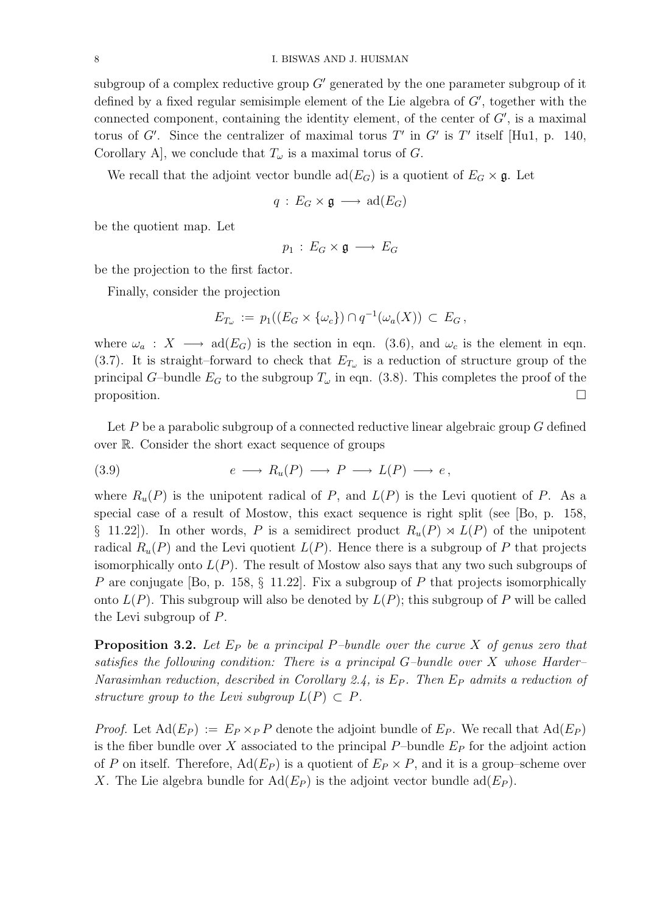subgroup of a complex reductive group $G'$ generated by the one parameter subgroup of it defined by a fixed regular semisimple element of the Lie algebra of $G'$, together with the connected component, containing the identity element, of the center of $G'$, is a maximal torus of $G'$. Since the centralizer of maximal torus $T'$ in $G'$ is $T'$ itself [Hu1, p. 140, Corollary A], we conclude that $T_\omega$ is a maximal torus of $G$.

We recall that the adjoint vector bundle $\mathrm{ad}(E_G)$ is a quotient of $E_G \times \mathfrak{g}$. Let

$$q \,:\, E_G \times \mathfrak{g} \longrightarrow \mathrm{ad}(E_G)$$

be the quotient map. Let

$$p_1 \,:\, E_G \times \mathfrak{g} \longrightarrow E_G$$

be the projection to the first factor.

Finally, consider the projection

$$E_{T_\omega} \,:=\, p_1((E_G \times \{\omega_c\}) \cap q^{-1}(\omega_a(X)) \,\subset\, E_G\,,$$

where $\omega_a \,:\, X \longrightarrow \mathrm{ad}(E_G)$ is the section in eqn. (3.6), and $\omega_c$ is the element in eqn. (3.7). It is straight–forward to check that $E_{T_\omega}$ is a reduction of structure group of the principal $G$–bundle $E_G$ to the subgroup $T_\omega$ in eqn. (3.8). This completes the proof of the proposition. □

Let $P$ be a parabolic subgroup of a connected reductive linear algebraic group $G$ defined over $\mathbb{R}$. Consider the short exact sequence of groups

$$e \longrightarrow R_u(P) \longrightarrow P \longrightarrow L(P) \longrightarrow e\,, \tag{3.9}$$

where $R_u(P)$ is the unipotent radical of $P$, and $L(P)$ is the Levi quotient of $P$. As a special case of a result of Mostow, this exact sequence is right split (see [Bo, p. 158, § 11.22]). In other words, $P$ is a semidirect product $R_u(P) \rtimes L(P)$ of the unipotent radical $R_u(P)$ and the Levi quotient $L(P)$. Hence there is a subgroup of $P$ that projects isomorphically onto $L(P)$. The result of Mostow also says that any two such subgroups of $P$ are conjugate [Bo, p. 158, § 11.22]. Fix a subgroup of $P$ that projects isomorphically onto $L(P)$. This subgroup will also be denoted by $L(P)$; this subgroup of $P$ will be called the Levi subgroup of $P$.

**Proposition 3.2.** *Let $E_P$ be a principal $P$–bundle over the curve $X$ of genus zero that satisfies the following condition: There is a principal $G$–bundle over $X$ whose Harder–Narasimhan reduction, described in Corollary 2.4, is $E_P$. Then $E_P$ admits a reduction of structure group to the Levi subgroup $L(P) \subset P$.*

*Proof.* Let $\mathrm{Ad}(E_P) := E_P \times_P P$ denote the adjoint bundle of $E_P$. We recall that $\mathrm{Ad}(E_P)$ is the fiber bundle over $X$ associated to the principal $P$–bundle $E_P$ for the adjoint action of $P$ on itself. Therefore, $\mathrm{Ad}(E_P)$ is a quotient of $E_P \times P$, and it is a group–scheme over $X$. The Lie algebra bundle for $\mathrm{Ad}(E_P)$ is the adjoint vector bundle $\mathrm{ad}(E_P)$.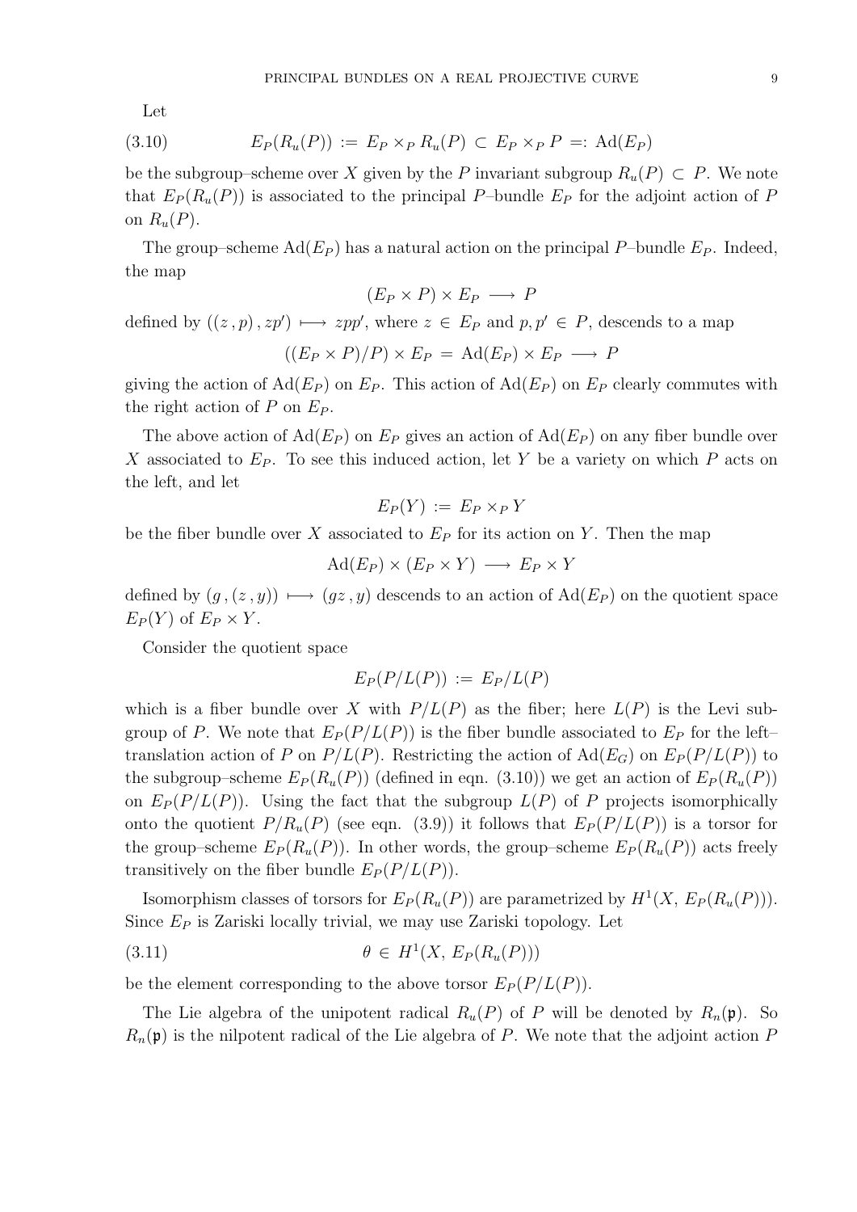Let

$$E_P(R_u(P)) := E_P \times_P R_u(P) \subset E_P \times_P P =: \mathrm{Ad}(E_P) \tag{3.10}$$

be the subgroup–scheme over $X$ given by the $P$ invariant subgroup $R_u(P) \subset P$. We note that $E_P(R_u(P))$ is associated to the principal $P$–bundle $E_P$ for the adjoint action of $P$ on $R_u(P)$.

The group–scheme $\mathrm{Ad}(E_P)$ has a natural action on the principal $P$–bundle $E_P$. Indeed, the map

$$(E_P \times P) \times E_P \longrightarrow P$$

defined by $((z, p), zp') \longmapsto zpp'$, where $z \in E_P$ and $p, p' \in P$, descends to a map

$$((E_P \times P)/P) \times E_P = \mathrm{Ad}(E_P) \times E_P \longrightarrow P$$

giving the action of $\mathrm{Ad}(E_P)$ on $E_P$. This action of $\mathrm{Ad}(E_P)$ on $E_P$ clearly commutes with the right action of $P$ on $E_P$.

The above action of $\mathrm{Ad}(E_P)$ on $E_P$ gives an action of $\mathrm{Ad}(E_P)$ on any fiber bundle over $X$ associated to $E_P$. To see this induced action, let $Y$ be a variety on which $P$ acts on the left, and let

$$E_P(Y) := E_P \times_P Y$$

be the fiber bundle over $X$ associated to $E_P$ for its action on $Y$. Then the map

$$\mathrm{Ad}(E_P) \times (E_P \times Y) \longrightarrow E_P \times Y$$

defined by $(g, (z, y)) \longmapsto (gz, y)$ descends to an action of $\mathrm{Ad}(E_P)$ on the quotient space $E_P(Y)$ of $E_P \times Y$.

Consider the quotient space

$$E_P(P/L(P)) := E_P/L(P)$$

which is a fiber bundle over $X$ with $P/L(P)$ as the fiber; here $L(P)$ is the Levi subgroup of $P$. We note that $E_P(P/L(P))$ is the fiber bundle associated to $E_P$ for the left–translation action of $P$ on $P/L(P)$. Restricting the action of $\mathrm{Ad}(E_G)$ on $E_P(P/L(P))$ to the subgroup–scheme $E_P(R_u(P))$ (defined in eqn. (3.10)) we get an action of $E_P(R_u(P))$ on $E_P(P/L(P))$. Using the fact that the subgroup $L(P)$ of $P$ projects isomorphically onto the quotient $P/R_u(P)$ (see eqn. (3.9)) it follows that $E_P(P/L(P))$ is a torsor for the group–scheme $E_P(R_u(P))$. In other words, the group–scheme $E_P(R_u(P))$ acts freely transitively on the fiber bundle $E_P(P/L(P))$.

Isomorphism classes of torsors for $E_P(R_u(P))$ are parametrized by $H^1(X, E_P(R_u(P)))$. Since $E_P$ is Zariski locally trivial, we may use Zariski topology. Let

$$\theta \in H^1(X, E_P(R_u(P))) \tag{3.11}$$

be the element corresponding to the above torsor $E_P(P/L(P))$.

The Lie algebra of the unipotent radical $R_u(P)$ of $P$ will be denoted by $R_n(\mathfrak{p})$. So $R_n(\mathfrak{p})$ is the nilpotent radical of the Lie algebra of $P$. We note that the adjoint action $P$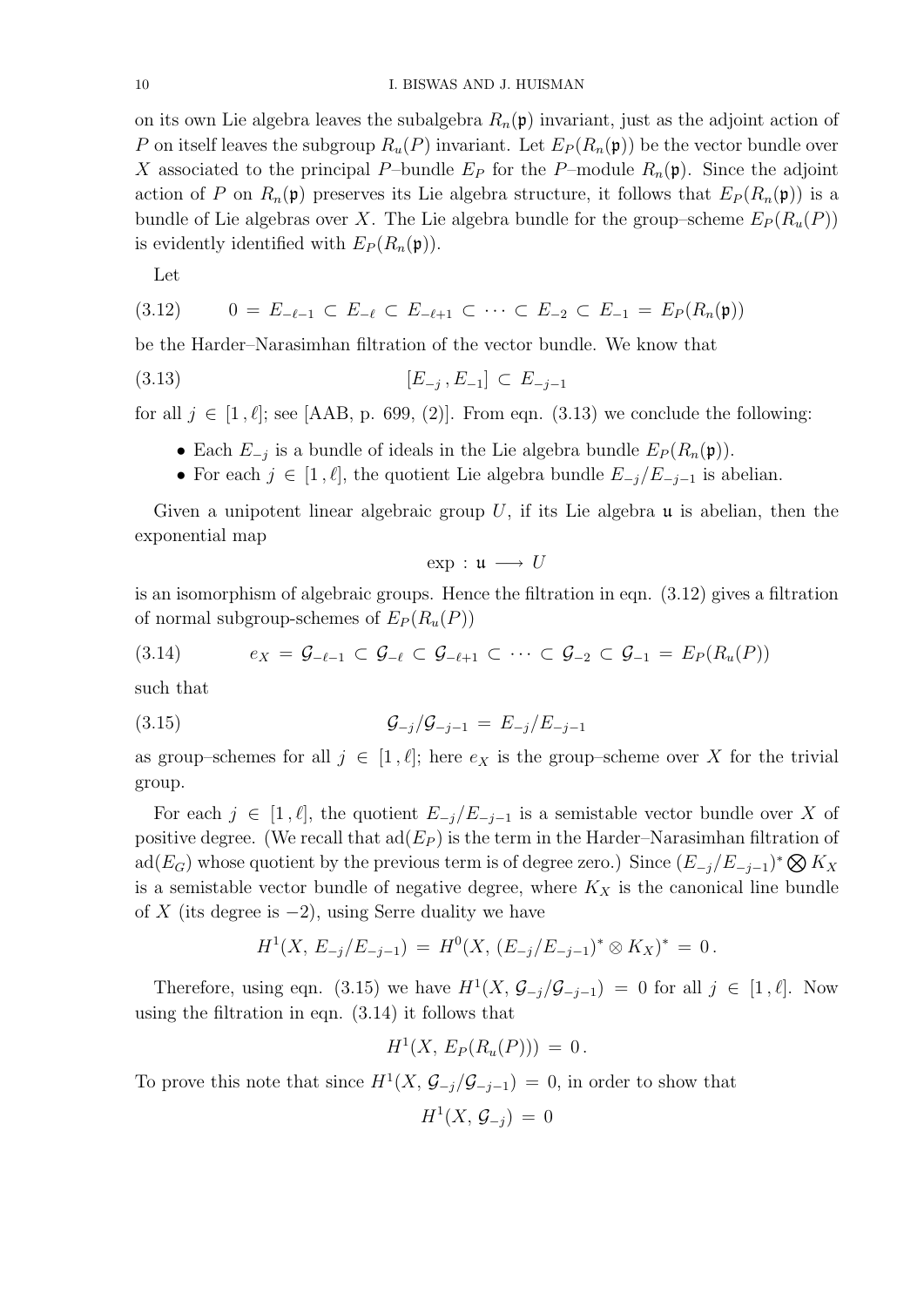on its own Lie algebra leaves the subalgebra $R_n(\mathfrak{p})$ invariant, just as the adjoint action of $P$ on itself leaves the subgroup $R_u(P)$ invariant. Let $E_P(R_n(\mathfrak{p}))$ be the vector bundle over $X$ associated to the principal $P$–bundle $E_P$ for the $P$–module $R_n(\mathfrak{p})$. Since the adjoint action of $P$ on $R_n(\mathfrak{p})$ preserves its Lie algebra structure, it follows that $E_P(R_n(\mathfrak{p}))$ is a bundle of Lie algebras over $X$. The Lie algebra bundle for the group–scheme $E_P(R_u(P))$ is evidently identified with $E_P(R_n(\mathfrak{p}))$.

Let

$$0 = E_{-\ell-1} \subset E_{-\ell} \subset E_{-\ell+1} \subset \cdots \subset E_{-2} \subset E_{-1} = E_P(R_n(\mathfrak{p})) \tag{3.12}$$

be the Harder–Narasimhan filtration of the vector bundle. We know that

$$[E_{-j}\,, E_{-1}] \subset E_{-j-1} \tag{3.13}$$

for all $j \in [1\,, \ell]$; see [AAB, p. 699, (2)]. From eqn. (3.13) we conclude the following:

- Each $E_{-j}$ is a bundle of ideals in the Lie algebra bundle $E_P(R_n(\mathfrak{p}))$.
- For each $j \in [1\,, \ell]$, the quotient Lie algebra bundle $E_{-j}/E_{-j-1}$ is abelian.

Given a unipotent linear algebraic group $U$, if its Lie algebra $\mathfrak{u}$ is abelian, then the exponential map

$$\exp\,:\, \mathfrak{u} \longrightarrow U$$

is an isomorphism of algebraic groups. Hence the filtration in eqn. (3.12) gives a filtration of normal subgroup-schemes of $E_P(R_u(P))$

$$e_X = \mathcal{G}_{-\ell-1} \subset \mathcal{G}_{-\ell} \subset \mathcal{G}_{-\ell+1} \subset \cdots \subset \mathcal{G}_{-2} \subset \mathcal{G}_{-1} = E_P(R_u(P)) \tag{3.14}$$

such that

$$\mathcal{G}_{-j}/\mathcal{G}_{-j-1} = E_{-j}/E_{-j-1} \tag{3.15}$$

as group–schemes for all $j \in [1\,, \ell]$; here $e_X$ is the group–scheme over $X$ for the trivial group.

For each $j \in [1\,, \ell]$, the quotient $E_{-j}/E_{-j-1}$ is a semistable vector bundle over $X$ of positive degree. (We recall that $\mathrm{ad}(E_P)$ is the term in the Harder–Narasimhan filtration of $\mathrm{ad}(E_G)$ whose quotient by the previous term is of degree zero.) Since $(E_{-j}/E_{-j-1})^* \bigotimes K_X$ is a semistable vector bundle of negative degree, where $K_X$ is the canonical line bundle of $X$ (its degree is $-2$), using Serre duality we have

$$H^1(X,\, E_{-j}/E_{-j-1}) = H^0(X,\, (E_{-j}/E_{-j-1})^* \otimes K_X)^* = 0\,.$$

Therefore, using eqn. (3.15) we have $H^1(X,\, \mathcal{G}_{-j}/\mathcal{G}_{-j-1}) = 0$ for all $j \in [1\,, \ell]$. Now using the filtration in eqn. (3.14) it follows that

$$H^1(X,\, E_P(R_u(P))) = 0\,.$$

To prove this note that since $H^1(X,\, \mathcal{G}_{-j}/\mathcal{G}_{-j-1}) = 0$, in order to show that

$$H^1(X,\, \mathcal{G}_{-j}) = 0$$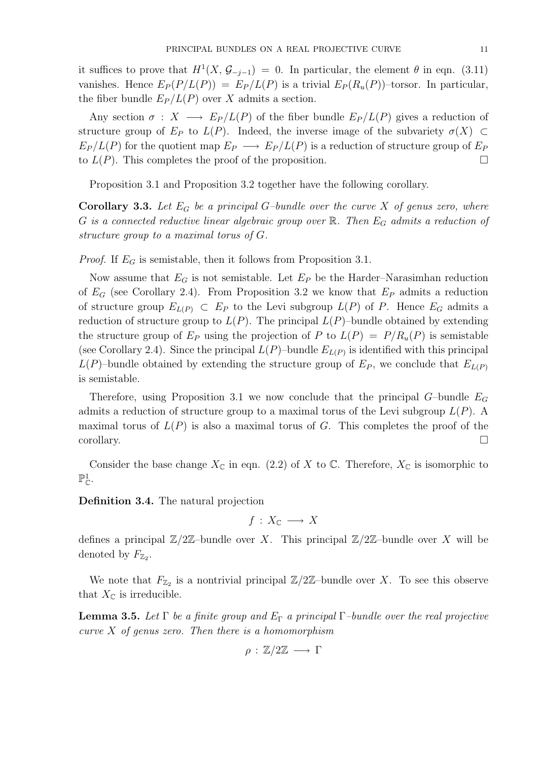it suffices to prove that $H^1(X, \mathcal{G}_{-j-1}) = 0$. In particular, the element $\theta$ in eqn. (3.11) vanishes. Hence $E_P(P/L(P)) = E_P/L(P)$ is a trivial $E_P(R_u(P))$–torsor. In particular, the fiber bundle $E_P/L(P)$ over $X$ admits a section.

Any section $\sigma : X \longrightarrow E_P/L(P)$ of the fiber bundle $E_P/L(P)$ gives a reduction of structure group of $E_P$ to $L(P)$. Indeed, the inverse image of the subvariety $\sigma(X) \subset E_P/L(P)$ for the quotient map $E_P \longrightarrow E_P/L(P)$ is a reduction of structure group of $E_P$ to $L(P)$. This completes the proof of the proposition. $\square$

Proposition 3.1 and Proposition 3.2 together have the following corollary.

**Corollary 3.3.** *Let $E_G$ be a principal $G$–bundle over the curve $X$ of genus zero, where $G$ is a connected reductive linear algebraic group over $\mathbb{R}$. Then $E_G$ admits a reduction of structure group to a maximal torus of $G$.*

*Proof.* If $E_G$ is semistable, then it follows from Proposition 3.1.

Now assume that $E_G$ is not semistable. Let $E_P$ be the Harder–Narasimhan reduction of $E_G$ (see Corollary 2.4). From Proposition 3.2 we know that $E_P$ admits a reduction of structure group $E_{L(P)} \subset E_P$ to the Levi subgroup $L(P)$ of $P$. Hence $E_G$ admits a reduction of structure group to $L(P)$. The principal $L(P)$–bundle obtained by extending the structure group of $E_P$ using the projection of $P$ to $L(P) = P/R_u(P)$ is semistable (see Corollary 2.4). Since the principal $L(P)$–bundle $E_{L(P)}$ is identified with this principal $L(P)$–bundle obtained by extending the structure group of $E_P$, we conclude that $E_{L(P)}$ is semistable.

Therefore, using Proposition 3.1 we now conclude that the principal $G$–bundle $E_G$ admits a reduction of structure group to a maximal torus of the Levi subgroup $L(P)$. A maximal torus of $L(P)$ is also a maximal torus of $G$. This completes the proof of the corollary. $\square$

Consider the base change $X_{\mathbb{C}}$ in eqn. (2.2) of $X$ to $\mathbb{C}$. Therefore, $X_{\mathbb{C}}$ is isomorphic to $\mathbb{P}^1_{\mathbb{C}}$.

**Definition 3.4.** The natural projection

$$f : X_{\mathbb{C}} \longrightarrow X$$

defines a principal $\mathbb{Z}/2\mathbb{Z}$–bundle over $X$. This principal $\mathbb{Z}/2\mathbb{Z}$–bundle over $X$ will be denoted by $F_{\mathbb{Z}_2}$.

We note that $F_{\mathbb{Z}_2}$ is a nontrivial principal $\mathbb{Z}/2\mathbb{Z}$–bundle over $X$. To see this observe that $X_{\mathbb{C}}$ is irreducible.

**Lemma 3.5.** *Let $\Gamma$ be a finite group and $E_\Gamma$ a principal $\Gamma$–bundle over the real projective curve $X$ of genus zero. Then there is a homomorphism*

$$\rho : \mathbb{Z}/2\mathbb{Z} \longrightarrow \Gamma$$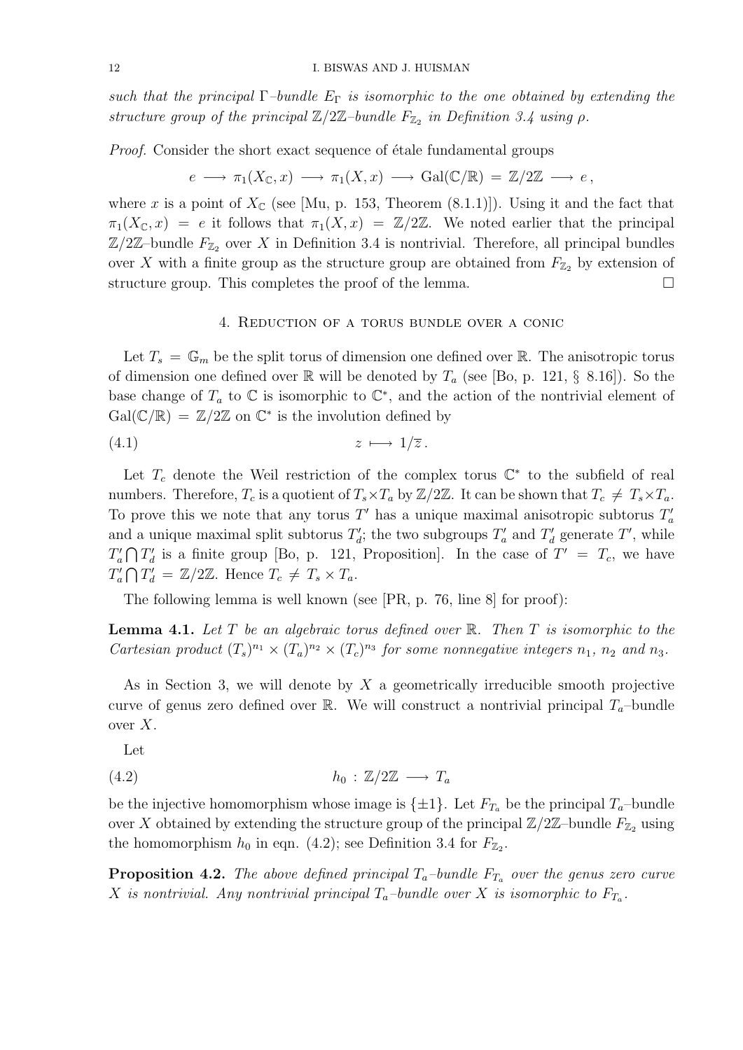*such that the principal $\Gamma$–bundle $E_\Gamma$ is isomorphic to the one obtained by extending the structure group of the principal $\mathbb{Z}/2\mathbb{Z}$–bundle $F_{\mathbb{Z}_2}$ in Definition 3.4 using $\rho$.*

*Proof.* Consider the short exact sequence of étale fundamental groups

$$e \longrightarrow \pi_1(X_{\mathbb{C}}, x) \longrightarrow \pi_1(X, x) \longrightarrow \mathrm{Gal}(\mathbb{C}/\mathbb{R}) = \mathbb{Z}/2\mathbb{Z} \longrightarrow e\,,$$

where $x$ is a point of $X_{\mathbb{C}}$ (see [Mu, p. 153, Theorem (8.1.1)]). Using it and the fact that $\pi_1(X_{\mathbb{C}}, x) = e$ it follows that $\pi_1(X, x) = \mathbb{Z}/2\mathbb{Z}$. We noted earlier that the principal $\mathbb{Z}/2\mathbb{Z}$–bundle $F_{\mathbb{Z}_2}$ over $X$ in Definition 3.4 is nontrivial. Therefore, all principal bundles over $X$ with a finite group as the structure group are obtained from $F_{\mathbb{Z}_2}$ by extension of structure group. This completes the proof of the lemma. $\square$

## 4. Reduction of a torus bundle over a conic

Let $T_s = \mathbb{G}_m$ be the split torus of dimension one defined over $\mathbb{R}$. The anisotropic torus of dimension one defined over $\mathbb{R}$ will be denoted by $T_a$ (see [Bo, p. 121, § 8.16]). So the base change of $T_a$ to $\mathbb{C}$ is isomorphic to $\mathbb{C}^*$, and the action of the nontrivial element of $\mathrm{Gal}(\mathbb{C}/\mathbb{R}) = \mathbb{Z}/2\mathbb{Z}$ on $\mathbb{C}^*$ is the involution defined by

$$z \longmapsto 1/\overline{z}\,. \tag{4.1}$$

Let $T_c$ denote the Weil restriction of the complex torus $\mathbb{C}^*$ to the subfield of real numbers. Therefore, $T_c$ is a quotient of $T_s \times T_a$ by $\mathbb{Z}/2\mathbb{Z}$. It can be shown that $T_c \neq T_s \times T_a$. To prove this we note that any torus $T'$ has a unique maximal anisotropic subtorus $T'_a$ and a unique maximal split subtorus $T'_d$; the two subgroups $T'_a$ and $T'_d$ generate $T'$, while $T'_a \bigcap T'_d$ is a finite group [Bo, p. 121, Proposition]. In the case of $T' = T_c$, we have $T'_a \bigcap T'_d = \mathbb{Z}/2\mathbb{Z}$. Hence $T_c \neq T_s \times T_a$.

The following lemma is well known (see [PR, p. 76, line 8] for proof):

**Lemma 4.1.** *Let $T$ be an algebraic torus defined over $\mathbb{R}$. Then $T$ is isomorphic to the Cartesian product $(T_s)^{n_1} \times (T_a)^{n_2} \times (T_c)^{n_3}$ for some nonnegative integers $n_1$, $n_2$ and $n_3$.*

As in Section 3, we will denote by $X$ a geometrically irreducible smooth projective curve of genus zero defined over $\mathbb{R}$. We will construct a nontrivial principal $T_a$–bundle over $X$.

Let

$$h_0 \,:\, \mathbb{Z}/2\mathbb{Z} \longrightarrow T_a \tag{4.2}$$

be the injective homomorphism whose image is $\{\pm 1\}$. Let $F_{T_a}$ be the principal $T_a$–bundle over $X$ obtained by extending the structure group of the principal $\mathbb{Z}/2\mathbb{Z}$–bundle $F_{\mathbb{Z}_2}$ using the homomorphism $h_0$ in eqn. (4.2); see Definition 3.4 for $F_{\mathbb{Z}_2}$.

**Proposition 4.2.** *The above defined principal $T_a$–bundle $F_{T_a}$ over the genus zero curve $X$ is nontrivial. Any nontrivial principal $T_a$–bundle over $X$ is isomorphic to $F_{T_a}$.*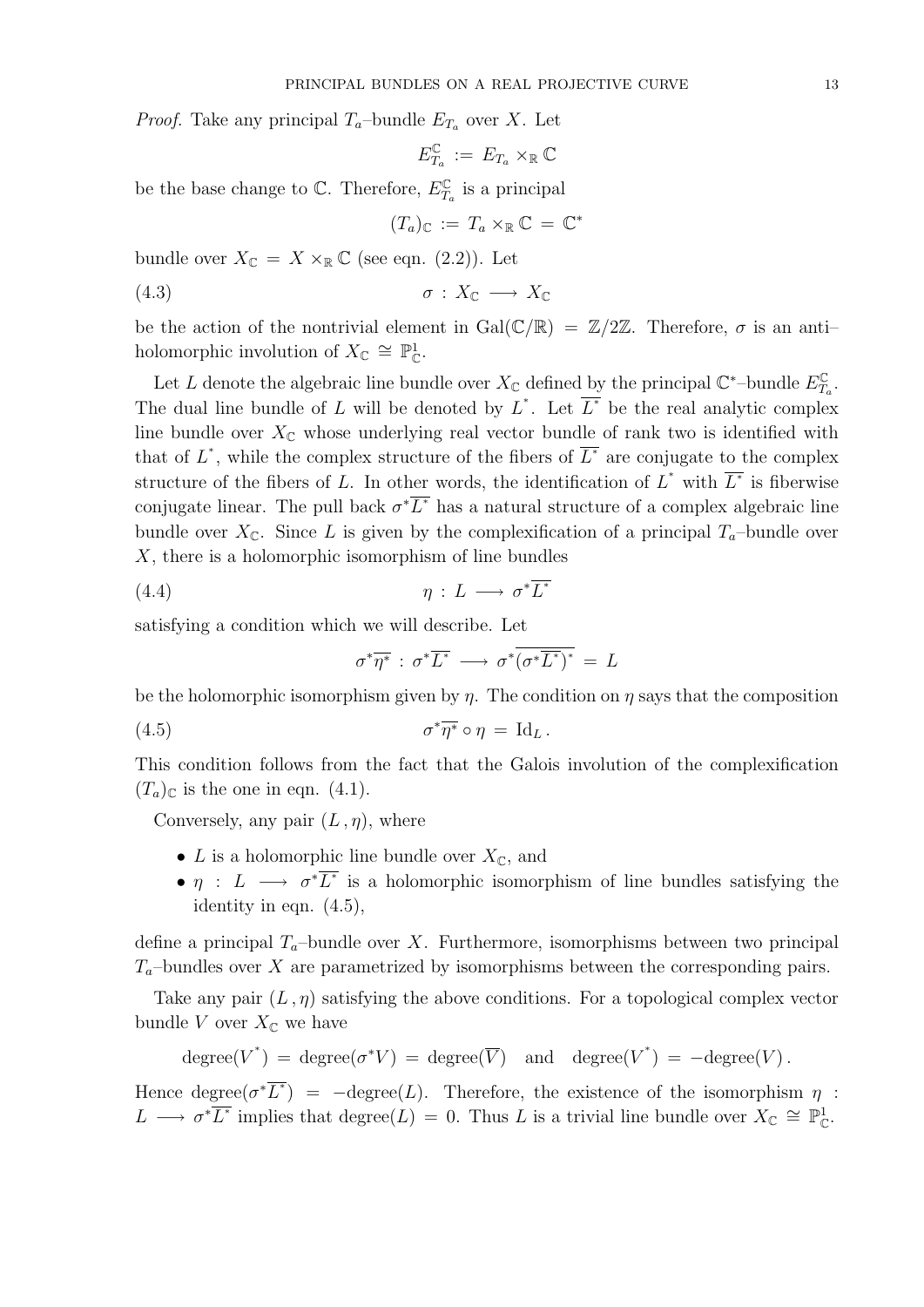*Proof.* Take any principal $T_a$–bundle $E_{T_a}$ over $X$. Let

$$E^{\mathbb{C}}_{T_a} := E_{T_a} \times_{\mathbb{R}} \mathbb{C}$$

be the base change to $\mathbb{C}$. Therefore, $E^{\mathbb{C}}_{T_a}$ is a principal

$$(T_a)_{\mathbb{C}} := T_a \times_{\mathbb{R}} \mathbb{C} = \mathbb{C}^*$$

bundle over $X_{\mathbb{C}} = X \times_{\mathbb{R}} \mathbb{C}$ (see eqn. (2.2)). Let

$$\sigma : X_{\mathbb{C}} \longrightarrow X_{\mathbb{C}} \tag{4.3}$$

be the action of the nontrivial element in $\mathrm{Gal}(\mathbb{C}/\mathbb{R}) = \mathbb{Z}/2\mathbb{Z}$. Therefore, $\sigma$ is an anti–holomorphic involution of $X_{\mathbb{C}} \cong \mathbb{P}^1_{\mathbb{C}}$.

Let $L$ denote the algebraic line bundle over $X_{\mathbb{C}}$ defined by the principal $\mathbb{C}^*$–bundle $E^{\mathbb{C}}_{T_a}$. The dual line bundle of $L$ will be denoted by $L^*$. Let $\overline{L^*}$ be the real analytic complex line bundle over $X_{\mathbb{C}}$ whose underlying real vector bundle of rank two is identified with that of $L^*$, while the complex structure of the fibers of $\overline{L^*}$ are conjugate to the complex structure of the fibers of $L$. In other words, the identification of $L^*$ with $\overline{L^*}$ is fiberwise conjugate linear. The pull back $\sigma^*\overline{L^*}$ has a natural structure of a complex algebraic line bundle over $X_{\mathbb{C}}$. Since $L$ is given by the complexification of a principal $T_a$–bundle over $X$, there is a holomorphic isomorphism of line bundles

$$\eta : L \longrightarrow \sigma^*\overline{L^*} \tag{4.4}$$

satisfying a condition which we will describe. Let

$$\sigma^*\overline{\eta^*} : \sigma^*\overline{L^*} \longrightarrow \sigma^*\overline{(\sigma^*\overline{L^*})^*} = L$$

be the holomorphic isomorphism given by $\eta$. The condition on $\eta$ says that the composition

$$\sigma^*\overline{\eta^*} \circ \eta = \mathrm{Id}_L \,. \tag{4.5}$$

This condition follows from the fact that the Galois involution of the complexification $(T_a)_{\mathbb{C}}$ is the one in eqn. (4.1).

Conversely, any pair $(L, \eta)$, where

- $L$ is a holomorphic line bundle over $X_{\mathbb{C}}$, and
- $\eta : L \longrightarrow \sigma^*\overline{L^*}$ is a holomorphic isomorphism of line bundles satisfying the identity in eqn. (4.5),

define a principal $T_a$–bundle over $X$. Furthermore, isomorphisms between two principal $T_a$–bundles over $X$ are parametrized by isomorphisms between the corresponding pairs.

Take any pair $(L, \eta)$ satisfying the above conditions. For a topological complex vector bundle $V$ over $X_{\mathbb{C}}$ we have

$$\mathrm{degree}(V^*) = \mathrm{degree}(\sigma^*V) = \mathrm{degree}(\overline{V}) \quad \text{and} \quad \mathrm{degree}(V^*) = -\mathrm{degree}(V)\,.$$

Hence $\mathrm{degree}(\sigma^*\overline{L^*}) = -\mathrm{degree}(L)$. Therefore, the existence of the isomorphism $\eta : L \longrightarrow \sigma^*\overline{L^*}$ implies that $\mathrm{degree}(L) = 0$. Thus $L$ is a trivial line bundle over $X_{\mathbb{C}} \cong \mathbb{P}^1_{\mathbb{C}}$.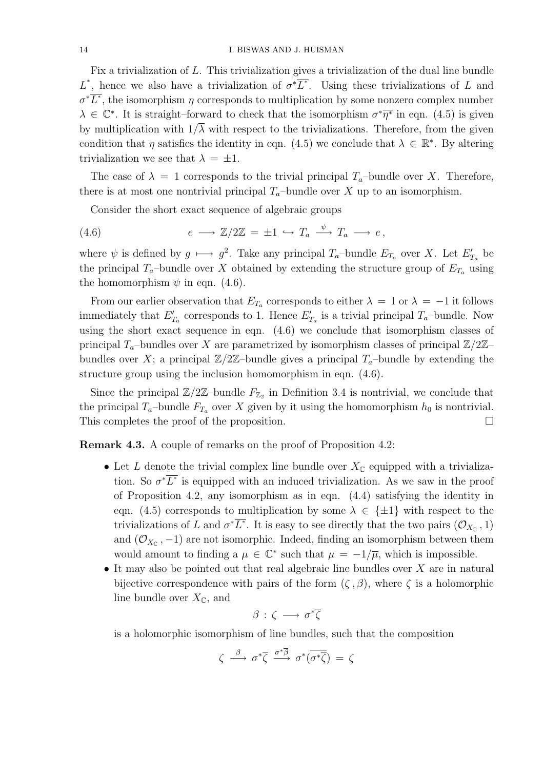Fix a trivialization of $L$. This trivialization gives a trivialization of the dual line bundle $L^*$, hence we also have a trivialization of $\sigma^*\overline{L^*}$. Using these trivializations of $L$ and $\sigma^*\overline{L^*}$, the isomorphism $\eta$ corresponds to multiplication by some nonzero complex number $\lambda \in \mathbb{C}^*$. It is straight–forward to check that the isomorphism $\sigma^*\overline{\eta^*}$ in eqn. (4.5) is given by multiplication with $1/\overline{\lambda}$ with respect to the trivializations. Therefore, from the given condition that $\eta$ satisfies the identity in eqn. (4.5) we conclude that $\lambda \in \mathbb{R}^*$. By altering trivialization we see that $\lambda = \pm 1$.

The case of $\lambda = 1$ corresponds to the trivial principal $T_a$–bundle over $X$. Therefore, there is at most one nontrivial principal $T_a$–bundle over $X$ up to an isomorphism.

Consider the short exact sequence of algebraic groups

$$e \longrightarrow \mathbb{Z}/2\mathbb{Z} = \pm 1 \hookrightarrow T_a \xrightarrow{\psi} T_a \longrightarrow e\,, \tag{4.6}$$

where $\psi$ is defined by $g \longmapsto g^2$. Take any principal $T_a$–bundle $E_{T_a}$ over $X$. Let $E'_{T_a}$ be the principal $T_a$–bundle over $X$ obtained by extending the structure group of $E_{T_a}$ using the homomorphism $\psi$ in eqn. (4.6).

From our earlier observation that $E_{T_a}$ corresponds to either $\lambda = 1$ or $\lambda = -1$ it follows immediately that $E'_{T_a}$ corresponds to 1. Hence $E'_{T_a}$ is a trivial principal $T_a$–bundle. Now using the short exact sequence in eqn. (4.6) we conclude that isomorphism classes of principal $T_a$–bundles over $X$ are parametrized by isomorphism classes of principal $\mathbb{Z}/2\mathbb{Z}$–bundles over $X$; a principal $\mathbb{Z}/2\mathbb{Z}$–bundle gives a principal $T_a$–bundle by extending the structure group using the inclusion homomorphism in eqn. (4.6).

Since the principal $\mathbb{Z}/2\mathbb{Z}$–bundle $F_{\mathbb{Z}_2}$ in Definition 3.4 is nontrivial, we conclude that the principal $T_a$–bundle $F_{T_a}$ over $X$ given by it using the homomorphism $h_0$ is nontrivial. This completes the proof of the proposition. $\square$

**Remark 4.3.** A couple of remarks on the proof of Proposition 4.2:

- Let $L$ denote the trivial complex line bundle over $X_{\mathbb{C}}$ equipped with a trivialization. So $\sigma^*\overline{L^*}$ is equipped with an induced trivialization. As we saw in the proof of Proposition 4.2, any isomorphism as in eqn. (4.4) satisfying the identity in eqn. (4.5) corresponds to multiplication by some $\lambda \in \{\pm 1\}$ with respect to the trivializations of $L$ and $\sigma^*\overline{L^*}$. It is easy to see directly that the two pairs $(\mathcal{O}_{X_{\mathbb{C}}}\,, 1)$ and $(\mathcal{O}_{X_{\mathbb{C}}}\,, -1)$ are not isomorphic. Indeed, finding an isomorphism between them would amount to finding a $\mu \in \mathbb{C}^*$ such that $\mu = -1/\overline{\mu}$, which is impossible.
- It may also be pointed out that real algebraic line bundles over $X$ are in natural bijective correspondence with pairs of the form $(\zeta\,, \beta)$, where $\zeta$ is a holomorphic line bundle over $X_{\mathbb{C}}$, and

$$\beta \,:\, \zeta \longrightarrow \sigma^*\overline{\zeta}$$

is a holomorphic isomorphism of line bundles, such that the composition

$$\zeta \xrightarrow{\beta} \sigma^*\overline{\zeta} \xrightarrow{\sigma^*\overline{\beta}} \sigma^*(\overline{\sigma^*\overline{\zeta}}) = \zeta$$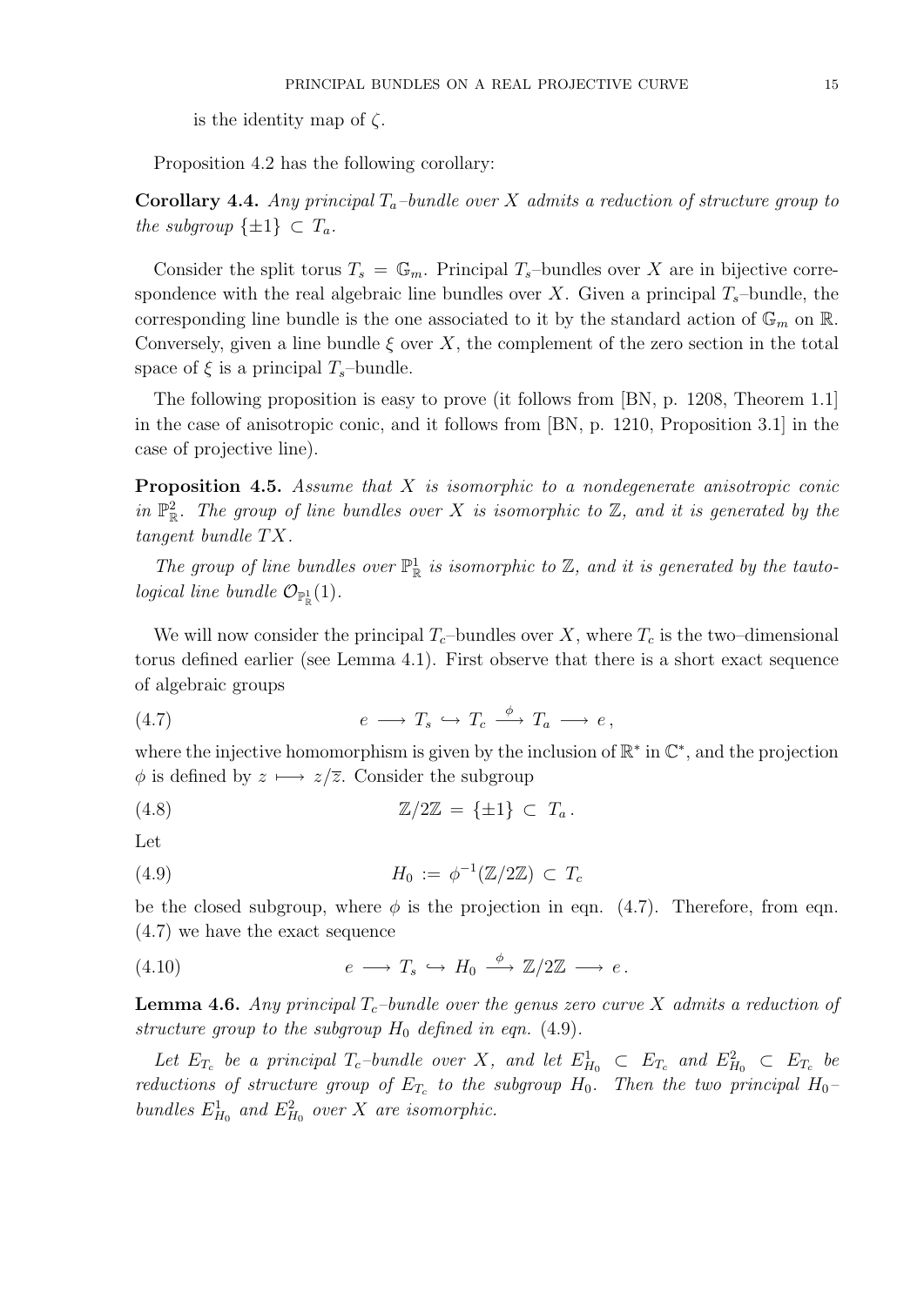is the identity map of $\zeta$.

Proposition 4.2 has the following corollary:

**Corollary 4.4.** *Any principal $T_a$–bundle over $X$ admits a reduction of structure group to the subgroup $\{\pm 1\} \subset T_a$.*

Consider the split torus $T_s = \mathbb{G}_m$. Principal $T_s$–bundles over $X$ are in bijective correspondence with the real algebraic line bundles over $X$. Given a principal $T_s$–bundle, the corresponding line bundle is the one associated to it by the standard action of $\mathbb{G}_m$ on $\mathbb{R}$. Conversely, given a line bundle $\xi$ over $X$, the complement of the zero section in the total space of $\xi$ is a principal $T_s$–bundle.

The following proposition is easy to prove (it follows from [BN, p. 1208, Theorem 1.1] in the case of anisotropic conic, and it follows from [BN, p. 1210, Proposition 3.1] in the case of projective line).

**Proposition 4.5.** *Assume that $X$ is isomorphic to a nondegenerate anisotropic conic in $\mathbb{P}^2_{\mathbb{R}}$. The group of line bundles over $X$ is isomorphic to $\mathbb{Z}$, and it is generated by the tangent bundle $TX$.*

*The group of line bundles over $\mathbb{P}^1_{\mathbb{R}}$ is isomorphic to $\mathbb{Z}$, and it is generated by the tautological line bundle $\mathcal{O}_{\mathbb{P}^1_{\mathbb{R}}}(1)$.*

We will now consider the principal $T_c$–bundles over $X$, where $T_c$ is the two–dimensional torus defined earlier (see Lemma 4.1). First observe that there is a short exact sequence of algebraic groups

$$e \longrightarrow T_s \hookrightarrow T_c \stackrel{\phi}{\longrightarrow} T_a \longrightarrow e\,, \tag{4.7}$$

where the injective homomorphism is given by the inclusion of $\mathbb{R}^*$ in $\mathbb{C}^*$, and the projection $\phi$ is defined by $z \longmapsto z/\overline{z}$. Consider the subgroup

$$\mathbb{Z}/2\mathbb{Z} \,=\, \{\pm 1\} \,\subset\, T_a\,. \tag{4.8}$$

Let

$$H_0 \,:=\, \phi^{-1}(\mathbb{Z}/2\mathbb{Z}) \,\subset\, T_c \tag{4.9}$$

be the closed subgroup, where $\phi$ is the projection in eqn. (4.7). Therefore, from eqn. (4.7) we have the exact sequence

$$e \longrightarrow T_s \hookrightarrow H_0 \stackrel{\phi}{\longrightarrow} \mathbb{Z}/2\mathbb{Z} \longrightarrow e\,. \tag{4.10}$$

**Lemma 4.6.** *Any principal $T_c$–bundle over the genus zero curve $X$ admits a reduction of structure group to the subgroup $H_0$ defined in eqn. (4.9).*

*Let $E_{T_c}$ be a principal $T_c$–bundle over $X$, and let $E^1_{H_0} \subset E_{T_c}$ and $E^2_{H_0} \subset E_{T_c}$ be reductions of structure group of $E_{T_c}$ to the subgroup $H_0$. Then the two principal $H_0$–bundles $E^1_{H_0}$ and $E^2_{H_0}$ over $X$ are isomorphic.*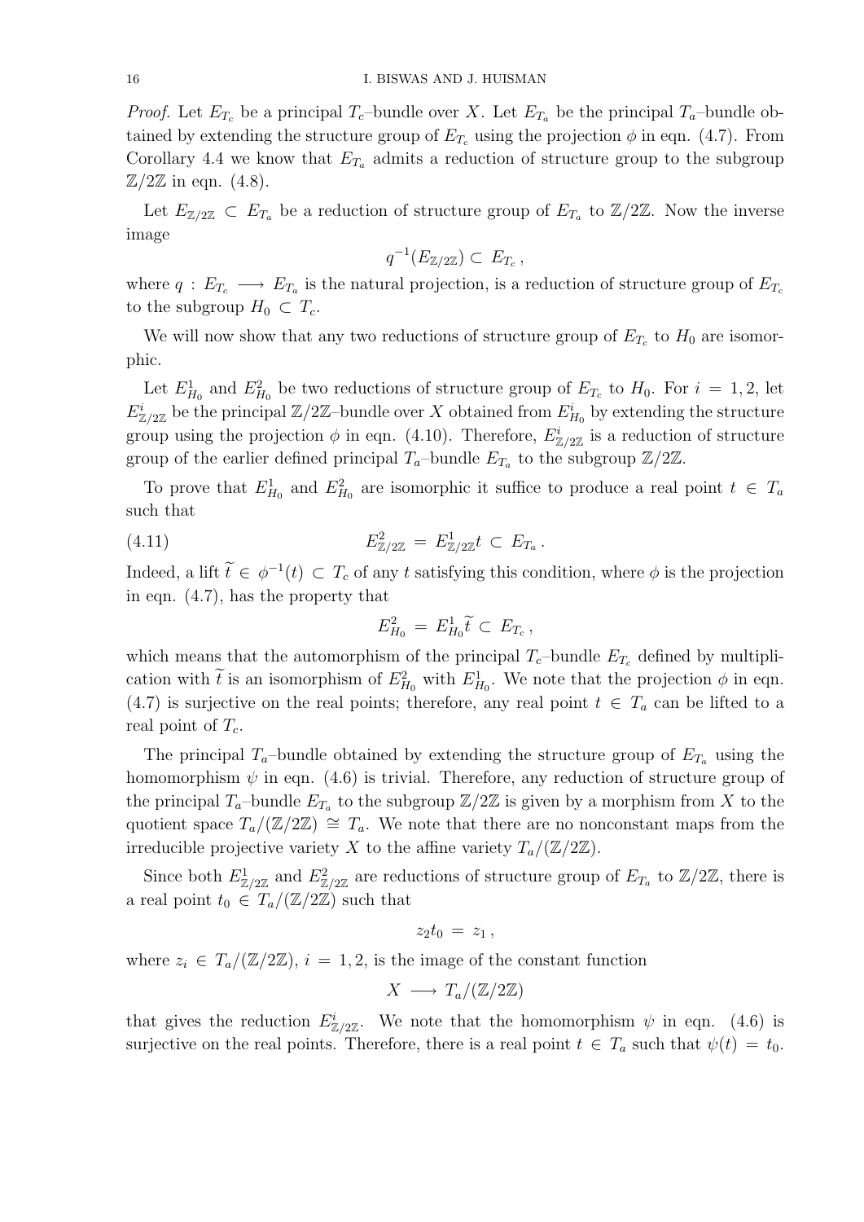*Proof.* Let $E_{T_c}$ be a principal $T_c$–bundle over $X$. Let $E_{T_a}$ be the principal $T_a$–bundle obtained by extending the structure group of $E_{T_c}$ using the projection $\phi$ in eqn. (4.7). From Corollary 4.4 we know that $E_{T_a}$ admits a reduction of structure group to the subgroup $\mathbb{Z}/2\mathbb{Z}$ in eqn. (4.8).

Let $E_{\mathbb{Z}/2\mathbb{Z}} \subset E_{T_a}$ be a reduction of structure group of $E_{T_a}$ to $\mathbb{Z}/2\mathbb{Z}$. Now the inverse image

$$q^{-1}(E_{\mathbb{Z}/2\mathbb{Z}}) \subset E_{T_c}\,,$$

where $q : E_{T_c} \longrightarrow E_{T_a}$ is the natural projection, is a reduction of structure group of $E_{T_c}$ to the subgroup $H_0 \subset T_c$.

We will now show that any two reductions of structure group of $E_{T_c}$ to $H_0$ are isomorphic.

Let $E^1_{H_0}$ and $E^2_{H_0}$ be two reductions of structure group of $E_{T_c}$ to $H_0$. For $i = 1, 2$, let $E^i_{\mathbb{Z}/2\mathbb{Z}}$ be the principal $\mathbb{Z}/2\mathbb{Z}$–bundle over $X$ obtained from $E^i_{H_0}$ by extending the structure group using the projection $\phi$ in eqn. (4.10). Therefore, $E^i_{\mathbb{Z}/2\mathbb{Z}}$ is a reduction of structure group of the earlier defined principal $T_a$–bundle $E_{T_a}$ to the subgroup $\mathbb{Z}/2\mathbb{Z}$.

To prove that $E^1_{H_0}$ and $E^2_{H_0}$ are isomorphic it suffice to produce a real point $t \in T_a$ such that

$$E^2_{\mathbb{Z}/2\mathbb{Z}} = E^1_{\mathbb{Z}/2\mathbb{Z}}t \subset E_{T_a}\,. \tag{4.11}$$

Indeed, a lift $\widetilde{t} \in \phi^{-1}(t) \subset T_c$ of any $t$ satisfying this condition, where $\phi$ is the projection in eqn. (4.7), has the property that

$$E^2_{H_0} = E^1_{H_0}\widetilde{t} \subset E_{T_c}\,,$$

which means that the automorphism of the principal $T_c$–bundle $E_{T_c}$ defined by multiplication with $\widetilde{t}$ is an isomorphism of $E^2_{H_0}$ with $E^1_{H_0}$. We note that the projection $\phi$ in eqn. (4.7) is surjective on the real points; therefore, any real point $t \in T_a$ can be lifted to a real point of $T_c$.

The principal $T_a$–bundle obtained by extending the structure group of $E_{T_a}$ using the homomorphism $\psi$ in eqn. (4.6) is trivial. Therefore, any reduction of structure group of the principal $T_a$–bundle $E_{T_a}$ to the subgroup $\mathbb{Z}/2\mathbb{Z}$ is given by a morphism from $X$ to the quotient space $T_a/(\mathbb{Z}/2\mathbb{Z}) \cong T_a$. We note that there are no nonconstant maps from the irreducible projective variety $X$ to the affine variety $T_a/(\mathbb{Z}/2\mathbb{Z})$.

Since both $E^1_{\mathbb{Z}/2\mathbb{Z}}$ and $E^2_{\mathbb{Z}/2\mathbb{Z}}$ are reductions of structure group of $E_{T_a}$ to $\mathbb{Z}/2\mathbb{Z}$, there is a real point $t_0 \in T_a/(\mathbb{Z}/2\mathbb{Z})$ such that

$$z_2 t_0 = z_1\,,$$

where $z_i \in T_a/(\mathbb{Z}/2\mathbb{Z})$, $i = 1, 2$, is the image of the constant function

$$X \longrightarrow T_a/(\mathbb{Z}/2\mathbb{Z})$$

that gives the reduction $E^i_{\mathbb{Z}/2\mathbb{Z}}$. We note that the homomorphism $\psi$ in eqn. (4.6) is surjective on the real points. Therefore, there is a real point $t \in T_a$ such that $\psi(t) = t_0$.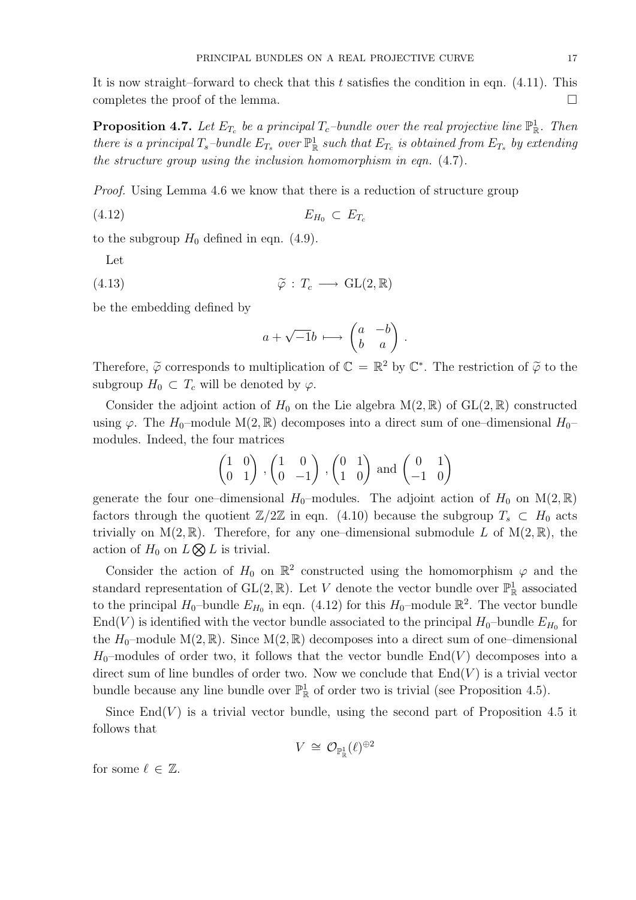It is now straight–forward to check that this $t$ satisfies the condition in eqn. (4.11). This completes the proof of the lemma. $\square$

**Proposition 4.7.** *Let $E_{T_c}$ be a principal $T_c$–bundle over the real projective line $\mathbb{P}^1_{\mathbb{R}}$. Then there is a principal $T_s$–bundle $E_{T_s}$ over $\mathbb{P}^1_{\mathbb{R}}$ such that $E_{T_c}$ is obtained from $E_{T_s}$ by extending the structure group using the inclusion homomorphism in eqn.* (4.7)*.*

*Proof.* Using Lemma 4.6 we know that there is a reduction of structure group

$$E_{H_0} \subset E_{T_c} \tag{4.12}$$

to the subgroup $H_0$ defined in eqn. (4.9).

Let

$$\widetilde{\varphi} : T_c \longrightarrow \mathrm{GL}(2, \mathbb{R}) \tag{4.13}$$

be the embedding defined by

$$a + \sqrt{-1}b \longmapsto \begin{pmatrix} a & -b \\ b & a \end{pmatrix} .$$

Therefore, $\widetilde{\varphi}$ corresponds to multiplication of $\mathbb{C} = \mathbb{R}^2$ by $\mathbb{C}^*$. The restriction of $\widetilde{\varphi}$ to the subgroup $H_0 \subset T_c$ will be denoted by $\varphi$.

Consider the adjoint action of $H_0$ on the Lie algebra $\mathrm{M}(2, \mathbb{R})$ of $\mathrm{GL}(2, \mathbb{R})$ constructed using $\varphi$. The $H_0$–module $\mathrm{M}(2, \mathbb{R})$ decomposes into a direct sum of one–dimensional $H_0$–modules. Indeed, the four matrices

$$\begin{pmatrix} 1 & 0 \\ 0 & 1 \end{pmatrix}, \begin{pmatrix} 1 & 0 \\ 0 & -1 \end{pmatrix}, \begin{pmatrix} 0 & 1 \\ 1 & 0 \end{pmatrix} \text{ and } \begin{pmatrix} 0 & 1 \\ -1 & 0 \end{pmatrix}$$

generate the four one–dimensional $H_0$–modules. The adjoint action of $H_0$ on $\mathrm{M}(2, \mathbb{R})$ factors through the quotient $\mathbb{Z}/2\mathbb{Z}$ in eqn. (4.10) because the subgroup $T_s \subset H_0$ acts trivially on $\mathrm{M}(2, \mathbb{R})$. Therefore, for any one–dimensional submodule $L$ of $\mathrm{M}(2, \mathbb{R})$, the action of $H_0$ on $L \bigotimes L$ is trivial.

Consider the action of $H_0$ on $\mathbb{R}^2$ constructed using the homomorphism $\varphi$ and the standard representation of $\mathrm{GL}(2, \mathbb{R})$. Let $V$ denote the vector bundle over $\mathbb{P}^1_{\mathbb{R}}$ associated to the principal $H_0$–bundle $E_{H_0}$ in eqn. (4.12) for this $H_0$–module $\mathbb{R}^2$. The vector bundle $\mathrm{End}(V)$ is identified with the vector bundle associated to the principal $H_0$–bundle $E_{H_0}$ for the $H_0$–module $\mathrm{M}(2, \mathbb{R})$. Since $\mathrm{M}(2, \mathbb{R})$ decomposes into a direct sum of one–dimensional $H_0$–modules of order two, it follows that the vector bundle $\mathrm{End}(V)$ decomposes into a direct sum of line bundles of order two. Now we conclude that $\mathrm{End}(V)$ is a trivial vector bundle because any line bundle over $\mathbb{P}^1_{\mathbb{R}}$ of order two is trivial (see Proposition 4.5).

Since $\mathrm{End}(V)$ is a trivial vector bundle, using the second part of Proposition 4.5 it follows that

$$V \cong \mathcal{O}_{\mathbb{P}^1_{\mathbb{R}}}(\ell)^{\oplus 2}$$

for some $\ell \in \mathbb{Z}$.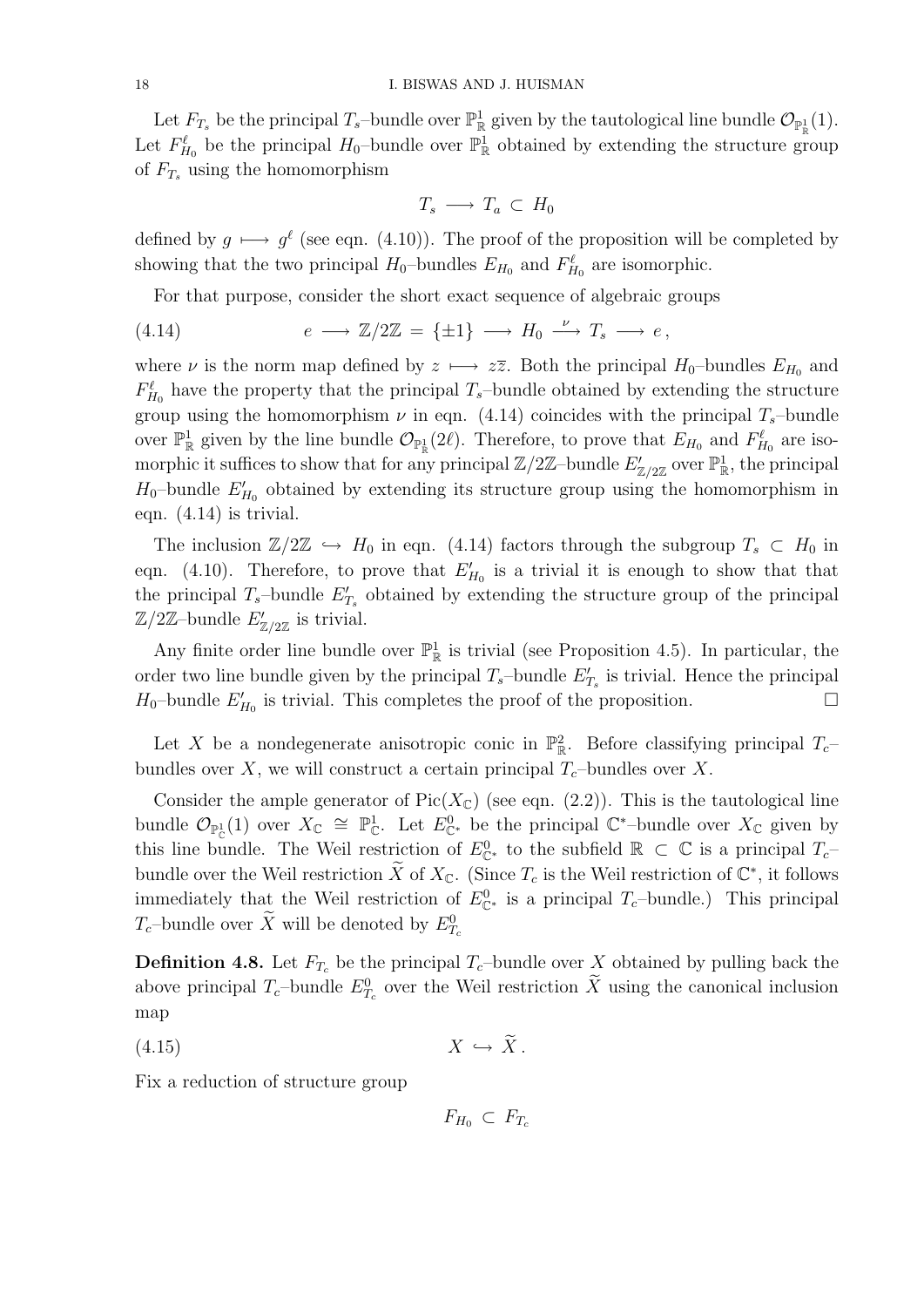Let $F_{T_s}$ be the principal $T_s$–bundle over $\mathbb{P}^1_{\mathbb{R}}$ given by the tautological line bundle $\mathcal{O}_{\mathbb{P}^1_{\mathbb{R}}}(1)$. Let $F^\ell_{H_0}$ be the principal $H_0$–bundle over $\mathbb{P}^1_{\mathbb{R}}$ obtained by extending the structure group of $F_{T_s}$ using the homomorphism

$$T_s \longrightarrow T_a \subset H_0$$

defined by $g \longmapsto g^\ell$ (see eqn. (4.10)). The proof of the proposition will be completed by showing that the two principal $H_0$–bundles $E_{H_0}$ and $F^\ell_{H_0}$ are isomorphic.

For that purpose, consider the short exact sequence of algebraic groups

$$e \longrightarrow \mathbb{Z}/2\mathbb{Z} = \{\pm 1\} \longrightarrow H_0 \xrightarrow{\nu} T_s \longrightarrow e\,, \tag{4.14}$$

where $\nu$ is the norm map defined by $z \longmapsto z\overline{z}$. Both the principal $H_0$–bundles $E_{H_0}$ and $F^\ell_{H_0}$ have the property that the principal $T_s$–bundle obtained by extending the structure group using the homomorphism $\nu$ in eqn. (4.14) coincides with the principal $T_s$–bundle over $\mathbb{P}^1_{\mathbb{R}}$ given by the line bundle $\mathcal{O}_{\mathbb{P}^1_{\mathbb{R}}}(2\ell)$. Therefore, to prove that $E_{H_0}$ and $F^\ell_{H_0}$ are isomorphic it suffices to show that for any principal $\mathbb{Z}/2\mathbb{Z}$–bundle $E'_{\mathbb{Z}/2\mathbb{Z}}$ over $\mathbb{P}^1_{\mathbb{R}}$, the principal $H_0$–bundle $E'_{H_0}$ obtained by extending its structure group using the homomorphism in eqn. (4.14) is trivial.

The inclusion $\mathbb{Z}/2\mathbb{Z} \hookrightarrow H_0$ in eqn. (4.14) factors through the subgroup $T_s \subset H_0$ in eqn. (4.10). Therefore, to prove that $E'_{H_0}$ is a trivial it is enough to show that that the principal $T_s$–bundle $E'_{T_s}$ obtained by extending the structure group of the principal $\mathbb{Z}/2\mathbb{Z}$–bundle $E'_{\mathbb{Z}/2\mathbb{Z}}$ is trivial.

Any finite order line bundle over $\mathbb{P}^1_{\mathbb{R}}$ is trivial (see Proposition 4.5). In particular, the order two line bundle given by the principal $T_s$–bundle $E'_{T_s}$ is trivial. Hence the principal $H_0$–bundle $E'_{H_0}$ is trivial. This completes the proof of the proposition. $\square$

Let $X$ be a nondegenerate anisotropic conic in $\mathbb{P}^2_{\mathbb{R}}$. Before classifying principal $T_c$–bundles over $X$, we will construct a certain principal $T_c$–bundles over $X$.

Consider the ample generator of $\mathrm{Pic}(X_{\mathbb{C}})$ (see eqn. (2.2)). This is the tautological line bundle $\mathcal{O}_{\mathbb{P}^1_{\mathbb{C}}}(1)$ over $X_{\mathbb{C}} \cong \mathbb{P}^1_{\mathbb{C}}$. Let $E^0_{\mathbb{C}^*}$ be the principal $\mathbb{C}^*$–bundle over $X_{\mathbb{C}}$ given by this line bundle. The Weil restriction of $E^0_{\mathbb{C}^*}$ to the subfield $\mathbb{R} \subset \mathbb{C}$ is a principal $T_c$–bundle over the Weil restriction $\widetilde{X}$ of $X_{\mathbb{C}}$. (Since $T_c$ is the Weil restriction of $\mathbb{C}^*$, it follows immediately that the Weil restriction of $E^0_{\mathbb{C}^*}$ is a principal $T_c$–bundle.) This principal $T_c$–bundle over $\widetilde{X}$ will be denoted by $E^0_{T_c}$

**Definition 4.8.** Let $F_{T_c}$ be the principal $T_c$–bundle over $X$ obtained by pulling back the above principal $T_c$–bundle $E^0_{T_c}$ over the Weil restriction $\widetilde{X}$ using the canonical inclusion map

$$X \hookrightarrow \widetilde{X}\,. \tag{4.15}$$

Fix a reduction of structure group

$$F_{H_0} \subset F_{T_c}$$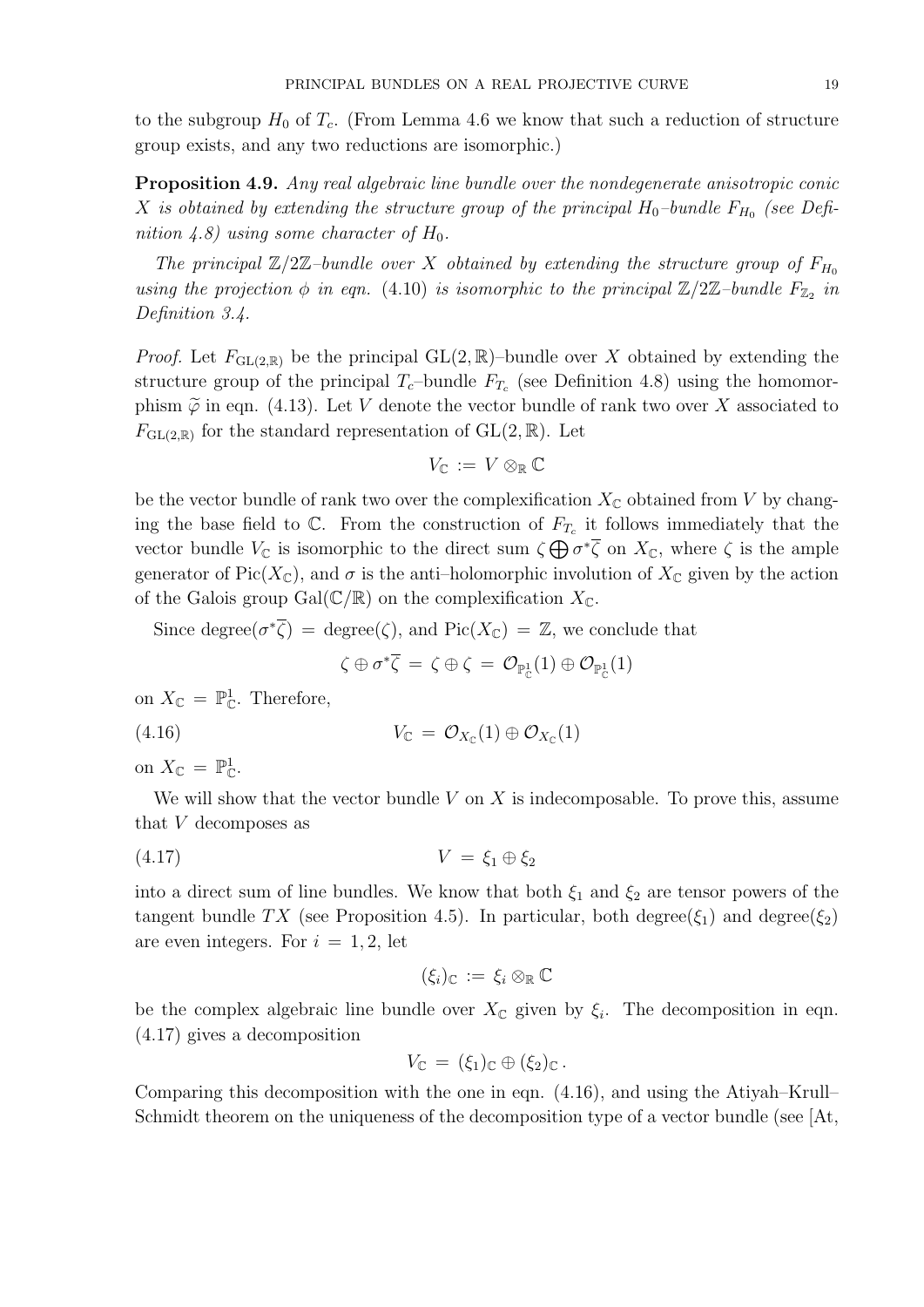to the subgroup $H_0$ of $T_c$. (From Lemma 4.6 we know that such a reduction of structure group exists, and any two reductions are isomorphic.)

**Proposition 4.9.** *Any real algebraic line bundle over the nondegenerate anisotropic conic $X$ is obtained by extending the structure group of the principal $H_0$–bundle $F_{H_0}$ (see Definition 4.8) using some character of $H_0$.*

*The principal $\mathbb{Z}/2\mathbb{Z}$–bundle over $X$ obtained by extending the structure group of $F_{H_0}$ using the projection $\phi$ in eqn. (4.10) is isomorphic to the principal $\mathbb{Z}/2\mathbb{Z}$–bundle $F_{\mathbb{Z}_2}$ in Definition 3.4.*

*Proof.* Let $F_{\mathrm{GL}(2,\mathbb{R})}$ be the principal $\mathrm{GL}(2,\mathbb{R})$–bundle over $X$ obtained by extending the structure group of the principal $T_c$–bundle $F_{T_c}$ (see Definition 4.8) using the homomorphism $\widetilde{\varphi}$ in eqn. (4.13). Let $V$ denote the vector bundle of rank two over $X$ associated to $F_{\mathrm{GL}(2,\mathbb{R})}$ for the standard representation of $\mathrm{GL}(2,\mathbb{R})$. Let

$$V_{\mathbb{C}} := V \otimes_{\mathbb{R}} \mathbb{C}$$

be the vector bundle of rank two over the complexification $X_{\mathbb{C}}$ obtained from $V$ by changing the base field to $\mathbb{C}$. From the construction of $F_{T_c}$ it follows immediately that the vector bundle $V_{\mathbb{C}}$ is isomorphic to the direct sum $\zeta \bigoplus \sigma^*\overline{\zeta}$ on $X_{\mathbb{C}}$, where $\zeta$ is the ample generator of $\mathrm{Pic}(X_{\mathbb{C}})$, and $\sigma$ is the anti–holomorphic involution of $X_{\mathbb{C}}$ given by the action of the Galois group $\mathrm{Gal}(\mathbb{C}/\mathbb{R})$ on the complexification $X_{\mathbb{C}}$.

Since $\mathrm{degree}(\sigma^*\overline{\zeta}) = \mathrm{degree}(\zeta)$, and $\mathrm{Pic}(X_{\mathbb{C}}) = \mathbb{Z}$, we conclude that

$$\zeta \oplus \sigma^*\overline{\zeta} = \zeta \oplus \zeta = \mathcal{O}_{\mathbb{P}^1_{\mathbb{C}}}(1) \oplus \mathcal{O}_{\mathbb{P}^1_{\mathbb{C}}}(1)$$

on $X_{\mathbb{C}} = \mathbb{P}^1_{\mathbb{C}}$. Therefore,

$$V_{\mathbb{C}} = \mathcal{O}_{X_{\mathbb{C}}}(1) \oplus \mathcal{O}_{X_{\mathbb{C}}}(1) \tag{4.16}$$

on $X_{\mathbb{C}} = \mathbb{P}^1_{\mathbb{C}}$.

We will show that the vector bundle $V$ on $X$ is indecomposable. To prove this, assume that $V$ decomposes as

$$V = \xi_1 \oplus \xi_2 \tag{4.17}$$

into a direct sum of line bundles. We know that both $\xi_1$ and $\xi_2$ are tensor powers of the tangent bundle $TX$ (see Proposition 4.5). In particular, both $\mathrm{degree}(\xi_1)$ and $\mathrm{degree}(\xi_2)$ are even integers. For $i = 1, 2$, let

$$(\xi_i)_{\mathbb{C}} := \xi_i \otimes_{\mathbb{R}} \mathbb{C}$$

be the complex algebraic line bundle over $X_{\mathbb{C}}$ given by $\xi_i$. The decomposition in eqn. (4.17) gives a decomposition

$$V_{\mathbb{C}} = (\xi_1)_{\mathbb{C}} \oplus (\xi_2)_{\mathbb{C}}.$$

Comparing this decomposition with the one in eqn. (4.16), and using the Atiyah–Krull–Schmidt theorem on the uniqueness of the decomposition type of a vector bundle (see [At,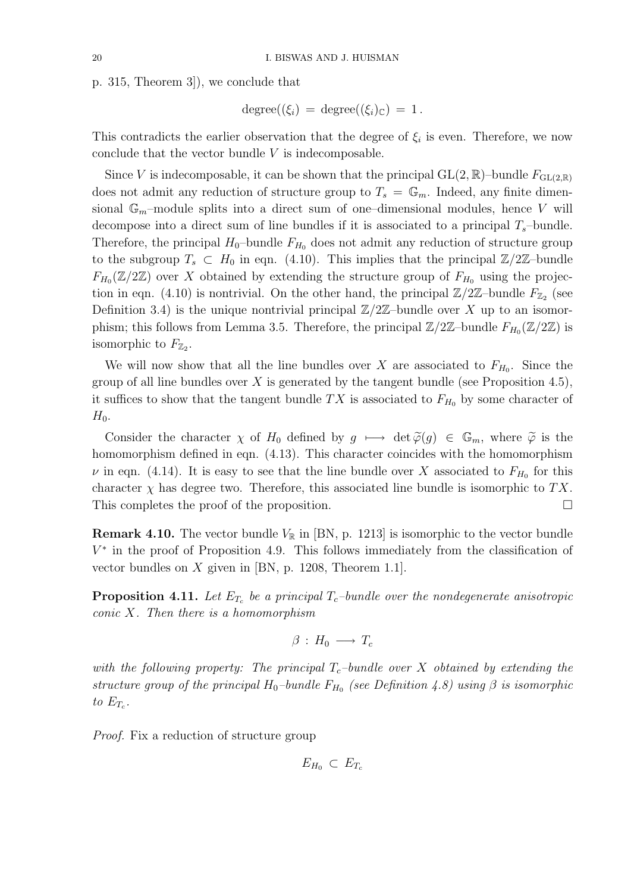p. 315, Theorem 3]), we conclude that

$$\text{degree}((\xi_i) \;=\; \text{degree}((\xi_i)_{\mathbb{C}}) \;=\; 1\,.$$

This contradicts the earlier observation that the degree of $\xi_i$ is even. Therefore, we now conclude that the vector bundle $V$ is indecomposable.

Since $V$ is indecomposable, it can be shown that the principal $\mathrm{GL}(2,\mathbb{R})$–bundle $F_{\mathrm{GL}(2,\mathbb{R})}$ does not admit any reduction of structure group to $T_s = \mathbb{G}_m$. Indeed, any finite dimensional $\mathbb{G}_m$–module splits into a direct sum of one–dimensional modules, hence $V$ will decompose into a direct sum of line bundles if it is associated to a principal $T_s$–bundle. Therefore, the principal $H_0$–bundle $F_{H_0}$ does not admit any reduction of structure group to the subgroup $T_s \subset H_0$ in eqn. (4.10). This implies that the principal $\mathbb{Z}/2\mathbb{Z}$–bundle $F_{H_0}(\mathbb{Z}/2\mathbb{Z})$ over $X$ obtained by extending the structure group of $F_{H_0}$ using the projection in eqn. (4.10) is nontrivial. On the other hand, the principal $\mathbb{Z}/2\mathbb{Z}$–bundle $F_{\mathbb{Z}_2}$ (see Definition 3.4) is the unique nontrivial principal $\mathbb{Z}/2\mathbb{Z}$–bundle over $X$ up to an isomorphism; this follows from Lemma 3.5. Therefore, the principal $\mathbb{Z}/2\mathbb{Z}$–bundle $F_{H_0}(\mathbb{Z}/2\mathbb{Z})$ is isomorphic to $F_{\mathbb{Z}_2}$.

We will now show that all the line bundles over $X$ are associated to $F_{H_0}$. Since the group of all line bundles over $X$ is generated by the tangent bundle (see Proposition 4.5), it suffices to show that the tangent bundle $TX$ is associated to $F_{H_0}$ by some character of $H_0$.

Consider the character $\chi$ of $H_0$ defined by $g \longmapsto \det \widetilde{\varphi}(g) \in \mathbb{G}_m$, where $\widetilde{\varphi}$ is the homomorphism defined in eqn. (4.13). This character coincides with the homomorphism $\nu$ in eqn. (4.14). It is easy to see that the line bundle over $X$ associated to $F_{H_0}$ for this character $\chi$ has degree two. Therefore, this associated line bundle is isomorphic to $TX$. This completes the proof of the proposition. $\square$

**Remark 4.10.** The vector bundle $V_{\mathbb{R}}$ in [BN, p. 1213] is isomorphic to the vector bundle $V^*$ in the proof of Proposition 4.9. This follows immediately from the classification of vector bundles on $X$ given in [BN, p. 1208, Theorem 1.1].

**Proposition 4.11.** *Let $E_{T_c}$ be a principal $T_c$–bundle over the nondegenerate anisotropic conic $X$. Then there is a homomorphism*

$$\beta \,:\, H_0 \longrightarrow T_c$$

*with the following property: The principal $T_c$–bundle over $X$ obtained by extending the structure group of the principal $H_0$–bundle $F_{H_0}$ (see Definition 4.8) using $\beta$ is isomorphic to $E_{T_c}$.*

*Proof.* Fix a reduction of structure group

$$E_{H_0} \,\subset\, E_{T_c}$$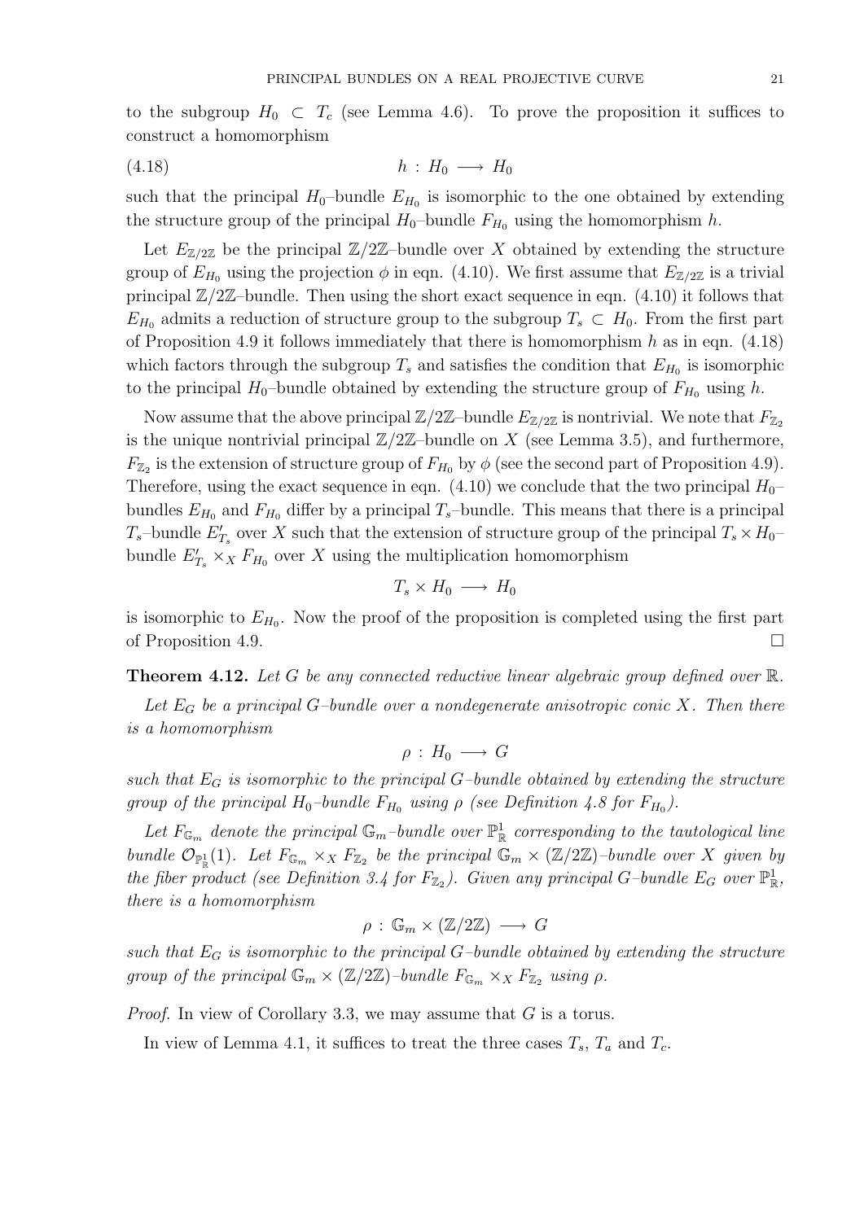to the subgroup $H_0 \subset T_c$ (see Lemma 4.6). To prove the proposition it suffices to construct a homomorphism

$$h : H_0 \longrightarrow H_0 \tag{4.18}$$

such that the principal $H_0$–bundle $E_{H_0}$ is isomorphic to the one obtained by extending the structure group of the principal $H_0$–bundle $F_{H_0}$ using the homomorphism $h$.

Let $E_{\mathbb{Z}/2\mathbb{Z}}$ be the principal $\mathbb{Z}/2\mathbb{Z}$–bundle over $X$ obtained by extending the structure group of $E_{H_0}$ using the projection $\phi$ in eqn. (4.10). We first assume that $E_{\mathbb{Z}/2\mathbb{Z}}$ is a trivial principal $\mathbb{Z}/2\mathbb{Z}$–bundle. Then using the short exact sequence in eqn. (4.10) it follows that $E_{H_0}$ admits a reduction of structure group to the subgroup $T_s \subset H_0$. From the first part of Proposition 4.9 it follows immediately that there is homomorphism $h$ as in eqn. (4.18) which factors through the subgroup $T_s$ and satisfies the condition that $E_{H_0}$ is isomorphic to the principal $H_0$–bundle obtained by extending the structure group of $F_{H_0}$ using $h$.

Now assume that the above principal $\mathbb{Z}/2\mathbb{Z}$–bundle $E_{\mathbb{Z}/2\mathbb{Z}}$ is nontrivial. We note that $F_{\mathbb{Z}_2}$ is the unique nontrivial principal $\mathbb{Z}/2\mathbb{Z}$–bundle on $X$ (see Lemma 3.5), and furthermore, $F_{\mathbb{Z}_2}$ is the extension of structure group of $F_{H_0}$ by $\phi$ (see the second part of Proposition 4.9). Therefore, using the exact sequence in eqn. (4.10) we conclude that the two principal $H_0$–bundles $E_{H_0}$ and $F_{H_0}$ differ by a principal $T_s$–bundle. This means that there is a principal $T_s$–bundle $E'_{T_s}$ over $X$ such that the extension of structure group of the principal $T_s \times H_0$–bundle $E'_{T_s} \times_X F_{H_0}$ over $X$ using the multiplication homomorphism

$$T_s \times H_0 \longrightarrow H_0$$

is isomorphic to $E_{H_0}$. Now the proof of the proposition is completed using the first part of Proposition 4.9. $\square$

**Theorem 4.12.** *Let $G$ be any connected reductive linear algebraic group defined over $\mathbb{R}$.*

*Let $E_G$ be a principal $G$–bundle over a nondegenerate anisotropic conic $X$. Then there is a homomorphism*

$$\rho : H_0 \longrightarrow G$$

*such that $E_G$ is isomorphic to the principal $G$–bundle obtained by extending the structure group of the principal $H_0$–bundle $F_{H_0}$ using $\rho$ (see Definition 4.8 for $F_{H_0}$).*

*Let $F_{\mathbb{G}_m}$ denote the principal $\mathbb{G}_m$–bundle over $\mathbb{P}^1_{\mathbb{R}}$ corresponding to the tautological line bundle $\mathcal{O}_{\mathbb{P}^1_{\mathbb{R}}}(1)$. Let $F_{\mathbb{G}_m} \times_X F_{\mathbb{Z}_2}$ be the principal $\mathbb{G}_m \times (\mathbb{Z}/2\mathbb{Z})$–bundle over $X$ given by the fiber product (see Definition 3.4 for $F_{\mathbb{Z}_2}$). Given any principal $G$–bundle $E_G$ over $\mathbb{P}^1_{\mathbb{R}}$, there is a homomorphism*

$$\rho : \mathbb{G}_m \times (\mathbb{Z}/2\mathbb{Z}) \longrightarrow G$$

*such that $E_G$ is isomorphic to the principal $G$–bundle obtained by extending the structure group of the principal $\mathbb{G}_m \times (\mathbb{Z}/2\mathbb{Z})$–bundle $F_{\mathbb{G}_m} \times_X F_{\mathbb{Z}_2}$ using $\rho$.*

*Proof.* In view of Corollary 3.3, we may assume that $G$ is a torus.

In view of Lemma 4.1, it suffices to treat the three cases $T_s$, $T_a$ and $T_c$.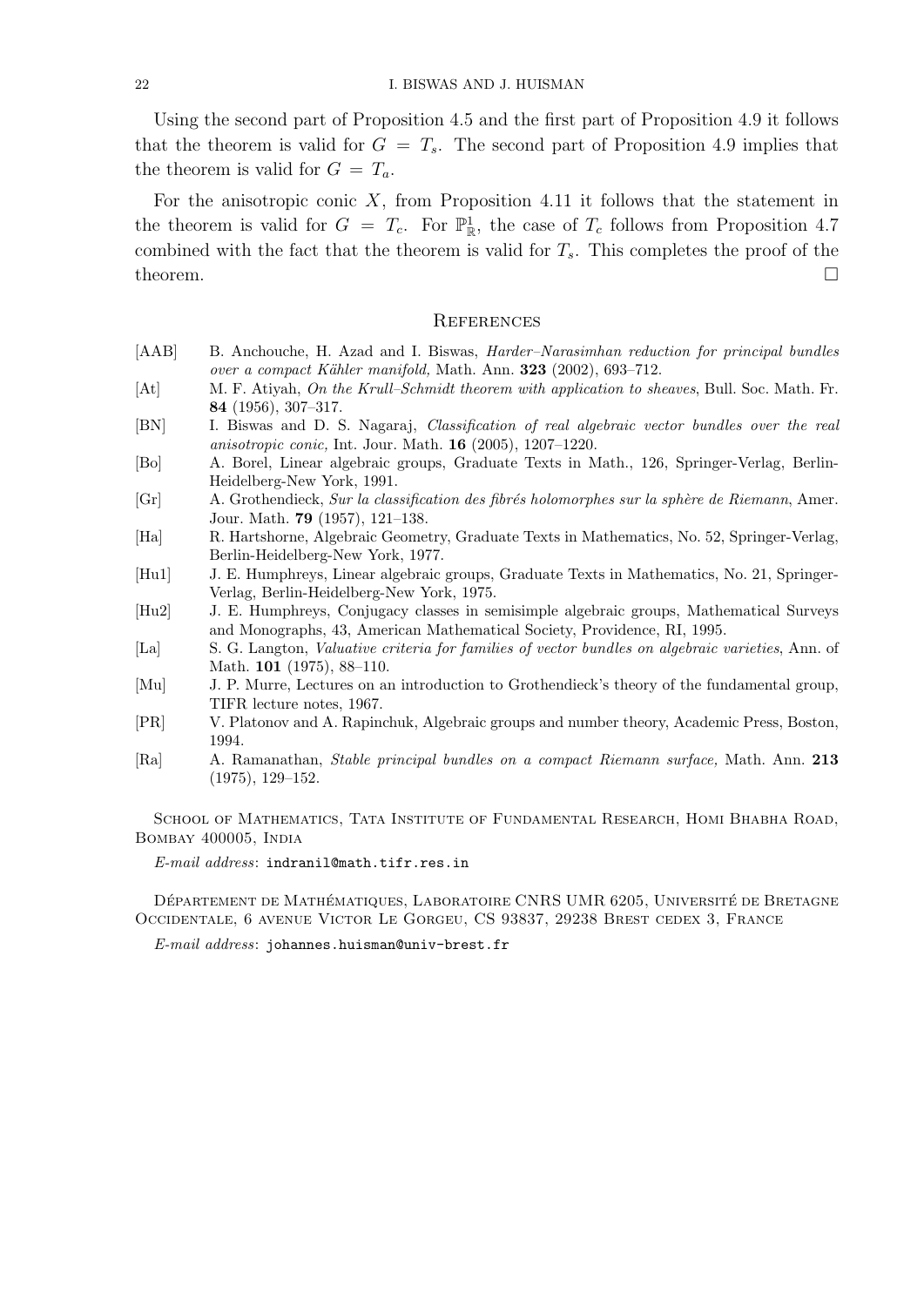Using the second part of Proposition 4.5 and the first part of Proposition 4.9 it follows that the theorem is valid for $G = T_s$. The second part of Proposition 4.9 implies that the theorem is valid for $G = T_a$.

For the anisotropic conic $X$, from Proposition 4.11 it follows that the statement in the theorem is valid for $G = T_c$. For $\mathbb{P}^1_{\mathbb{R}}$, the case of $T_c$ follows from Proposition 4.7 combined with the fact that the theorem is valid for $T_s$. This completes the proof of the theorem. □

## References

[AAB] B. Anchouche, H. Azad and I. Biswas, *Harder–Narasimhan reduction for principal bundles over a compact Kähler manifold,* Math. Ann. **323** (2002), 693–712.

[At] M. F. Atiyah, *On the Krull–Schmidt theorem with application to sheaves*, Bull. Soc. Math. Fr. **84** (1956), 307–317.

[BN] I. Biswas and D. S. Nagaraj, *Classification of real algebraic vector bundles over the real anisotropic conic,* Int. Jour. Math. **16** (2005), 1207–1220.

[Bo] A. Borel, Linear algebraic groups, Graduate Texts in Math., 126, Springer-Verlag, Berlin-Heidelberg-New York, 1991.

[Gr] A. Grothendieck, *Sur la classification des fibrés holomorphes sur la sphère de Riemann*, Amer. Jour. Math. **79** (1957), 121–138.

[Ha] R. Hartshorne, Algebraic Geometry, Graduate Texts in Mathematics, No. 52, Springer-Verlag, Berlin-Heidelberg-New York, 1977.

[Hu1] J. E. Humphreys, Linear algebraic groups, Graduate Texts in Mathematics, No. 21, Springer-Verlag, Berlin-Heidelberg-New York, 1975.

[Hu2] J. E. Humphreys, Conjugacy classes in semisimple algebraic groups, Mathematical Surveys and Monographs, 43, American Mathematical Society, Providence, RI, 1995.

[La] S. G. Langton, *Valuative criteria for families of vector bundles on algebraic varieties*, Ann. of Math. **101** (1975), 88–110.

[Mu] J. P. Murre, Lectures on an introduction to Grothendieck's theory of the fundamental group, TIFR lecture notes, 1967.

[PR] V. Platonov and A. Rapinchuk, Algebraic groups and number theory, Academic Press, Boston, 1994.

[Ra] A. Ramanathan, *Stable principal bundles on a compact Riemann surface,* Math. Ann. **213** (1975), 129–152.

School of Mathematics, Tata Institute of Fundamental Research, Homi Bhabha Road, Bombay 400005, India

*E-mail address*: indranil@math.tifr.res.in

Département de Mathématiques, Laboratoire CNRS UMR 6205, Université de Bretagne Occidentale, 6 avenue Victor Le Gorgeu, CS 93837, 29238 Brest cedex 3, France

*E-mail address*: johannes.huisman@univ-brest.fr